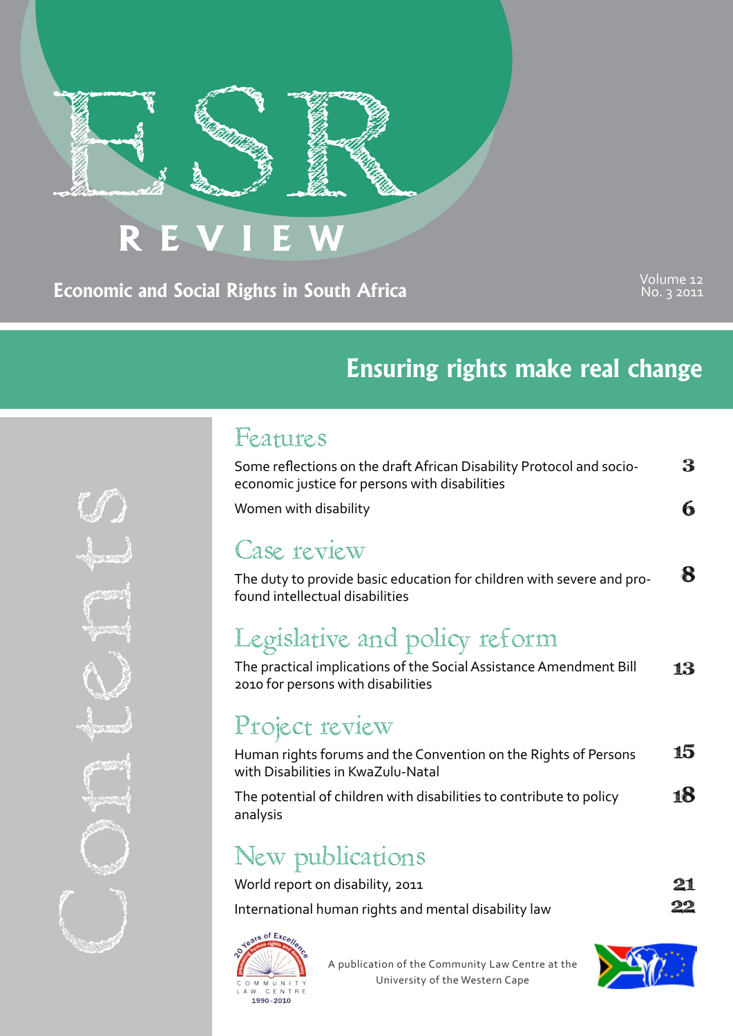# ESR REVIEW

**Economic and Social Rights in South Africa**

Volume 12
No. 3 2011

## Ensuring rights make real change

# Contents

## Features

Some reflections on the draft African Disability Protocol and socio-economic justice for persons with disabilities — 3

Women with disability — 6

## Case review

The duty to provide basic education for children with severe and profound intellectual disabilities — 8

## Legislative and policy reform

The practical implications of the Social Assistance Amendment Bill 2010 for persons with disabilities — 13

## Project review

Human rights forums and the Convention on the Rights of Persons with Disabilities in KwaZulu-Natal — 15

The potential of children with disabilities to contribute to policy analysis — 18

## New publications

World report on disability, 2011 — 21

International human rights and mental disability law — 22

20 Years of Excellence — promoting human rights and democracy — Community Law Centre 1990–2010

A publication of the Community Law Centre at the University of the Western Cape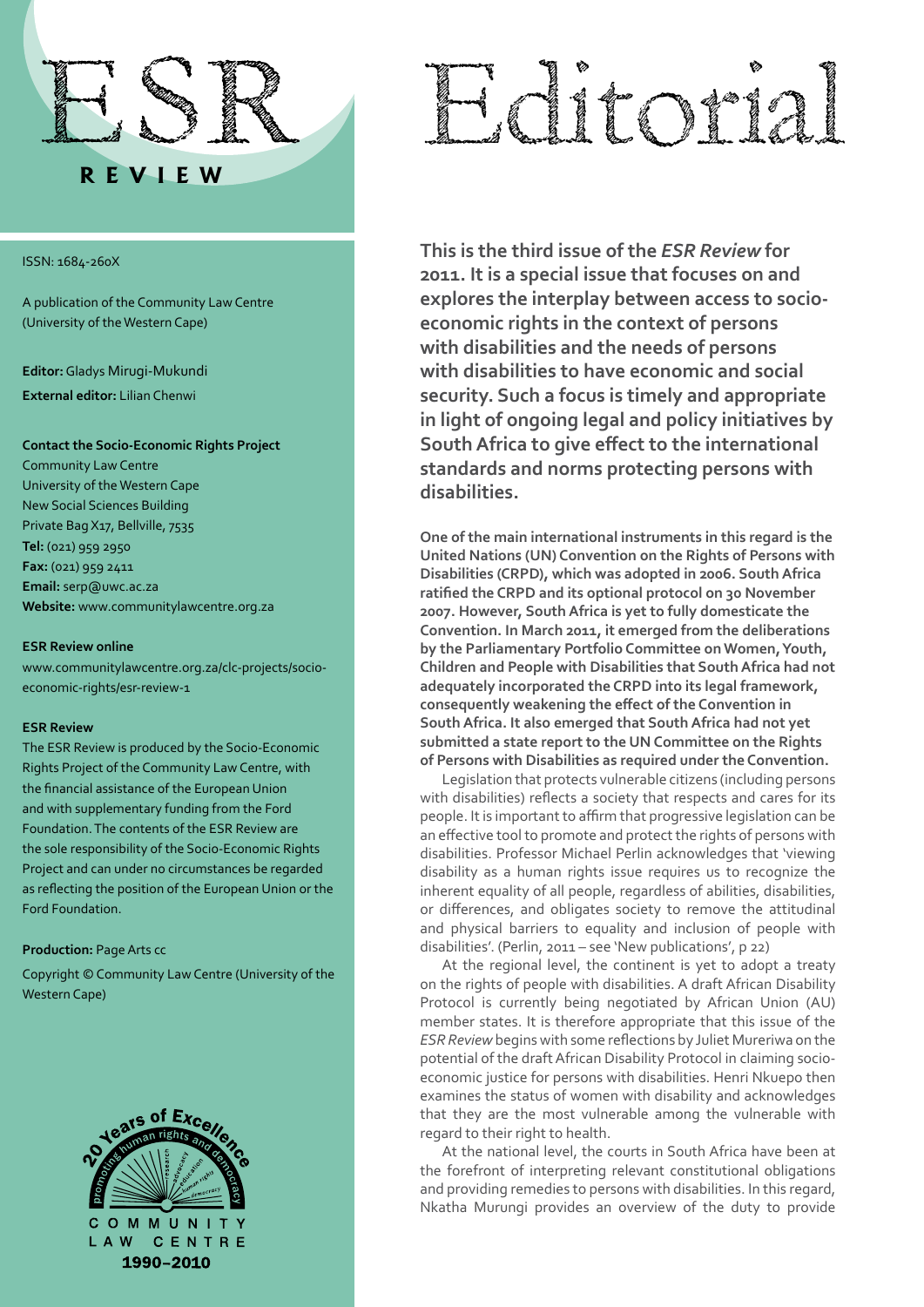# ESR

**REVIEW**

ISSN: 1684-260X

A publication of the Community Law Centre (University of the Western Cape)

**Editor:** Gladys Mirugi-Mukundi
**External editor:** Lilian Chenwi

**Contact the Socio-Economic Rights Project**
Community Law Centre
University of the Western Cape
New Social Sciences Building
Private Bag X17, Bellville, 7535
**Tel:** (021) 959 2950
**Fax:** (021) 959 2411
**Email:** serp@uwc.ac.za
**Website:** www.communitylawcentre.org.za

**ESR Review online**
www.communitylawcentre.org.za/clc-projects/socio-economic-rights/esr-review-1

**ESR Review**
The ESR Review is produced by the Socio-Economic Rights Project of the Community Law Centre, with the financial assistance of the European Union and with supplementary funding from the Ford Foundation. The contents of the ESR Review are the sole responsibility of the Socio-Economic Rights Project and can under no circumstances be regarded as reflecting the position of the European Union or the Ford Foundation.

**Production:** Page Arts cc

Copyright © Community Law Centre (University of the Western Cape)

20 Years of Excellence – promoting human rights and democracy – COMMUNITY LAW CENTRE 1990–2010

# Editorial

**This is the third issue of the *ESR Review* for 2011. It is a special issue that focuses on and explores the interplay between access to socio-economic rights in the context of persons with disabilities and the needs of persons with disabilities to have economic and social security. Such a focus is timely and appropriate in light of ongoing legal and policy initiatives by South Africa to give effect to the international standards and norms protecting persons with disabilities.**

**One of the main international instruments in this regard is the United Nations (UN) Convention on the Rights of Persons with Disabilities (CRPD), which was adopted in 2006. South Africa ratified the CRPD and its optional protocol on 30 November 2007. However, South Africa is yet to fully domesticate the Convention. In March 2011, it emerged from the deliberations by the Parliamentary Portfolio Committee on Women, Youth, Children and People with Disabilities that South Africa had not adequately incorporated the CRPD into its legal framework, consequently weakening the effect of the Convention in South Africa. It also emerged that South Africa had not yet submitted a state report to the UN Committee on the Rights of Persons with Disabilities as required under the Convention.**

Legislation that protects vulnerable citizens (including persons with disabilities) reflects a society that respects and cares for its people. It is important to affirm that progressive legislation can be an effective tool to promote and protect the rights of persons with disabilities. Professor Michael Perlin acknowledges that 'viewing disability as a human rights issue requires us to recognize the inherent equality of all people, regardless of abilities, disabilities, or differences, and obligates society to remove the attitudinal and physical barriers to equality and inclusion of people with disabilities'. (Perlin, 2011 – see 'New publications', p 22)

At the regional level, the continent is yet to adopt a treaty on the rights of people with disabilities. A draft African Disability Protocol is currently being negotiated by African Union (AU) member states. It is therefore appropriate that this issue of the *ESR Review* begins with some reflections by Juliet Mureriwa on the potential of the draft African Disability Protocol in claiming socio-economic justice for persons with disabilities. Henri Nkuepo then examines the status of women with disability and acknowledges that they are the most vulnerable among the vulnerable with regard to their right to health.

At the national level, the courts in South Africa have been at the forefront of interpreting relevant constitutional obligations and providing remedies to persons with disabilities. In this regard, Nkatha Murungi provides an overview of the duty to provide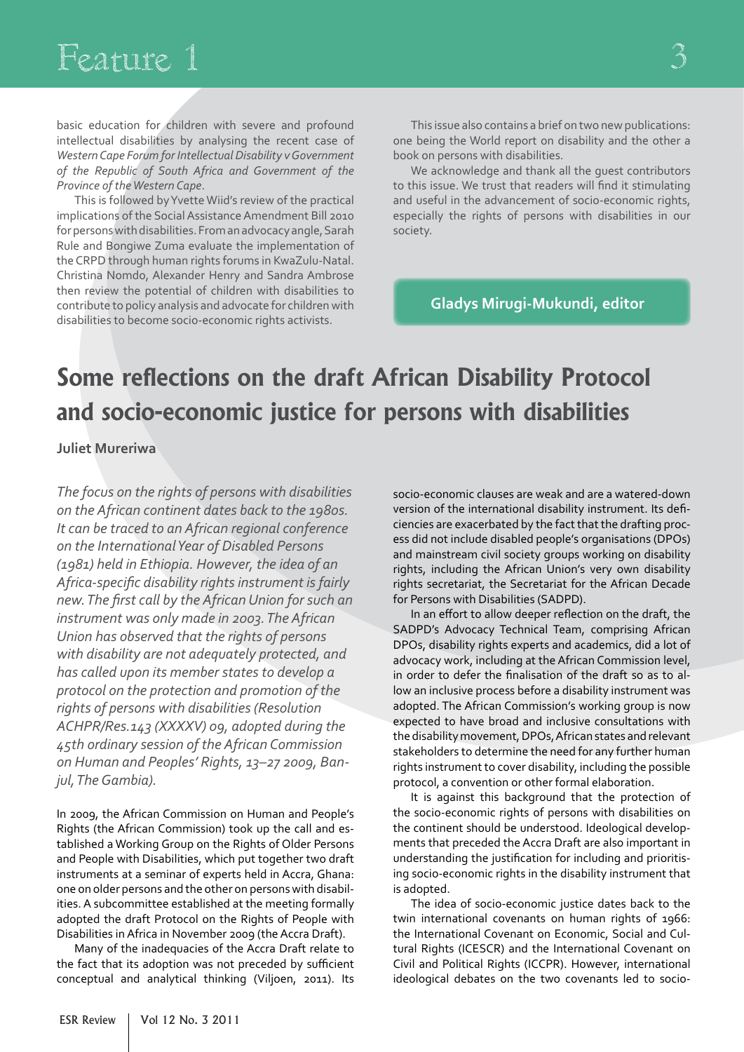basic education for children with severe and profound intellectual disabilities by analysing the recent case of *Western Cape Forum for Intellectual Disability v Government of the Republic of South Africa and Government of the Province of the Western Cape*.

This is followed by Yvette Wiid's review of the practical implications of the Social Assistance Amendment Bill 2010 for persons with disabilities. From an advocacy angle, Sarah Rule and Bongiwe Zuma evaluate the implementation of the CRPD through human rights forums in KwaZulu-Natal. Christina Nomdo, Alexander Henry and Sandra Ambrose then review the potential of children with disabilities to contribute to policy analysis and advocate for children with disabilities to become socio-economic rights activists.

This issue also contains a brief on two new publications: one being the World report on disability and the other a book on persons with disabilities.

We acknowledge and thank all the guest contributors to this issue. We trust that readers will find it stimulating and useful in the advancement of socio-economic rights, especially the rights of persons with disabilities in our society.

**Gladys Mirugi-Mukundi, editor**

# Some reflections on the draft African Disability Protocol and socio-economic justice for persons with disabilities

**Juliet Mureriwa**

*The focus on the rights of persons with disabilities on the African continent dates back to the 1980s. It can be traced to an African regional conference on the International Year of Disabled Persons (1981) held in Ethiopia. However, the idea of an Africa-specific disability rights instrument is fairly new. The first call by the African Union for such an instrument was only made in 2003. The African Union has observed that the rights of persons with disability are not adequately protected, and has called upon its member states to develop a protocol on the protection and promotion of the rights of persons with disabilities (Resolution ACHPR/Res.143 (XXXXV) 09, adopted during the 45th ordinary session of the African Commission on Human and Peoples' Rights, 13–27 2009, Banjul, The Gambia).*

In 2009, the African Commission on Human and People's Rights (the African Commission) took up the call and established a Working Group on the Rights of Older Persons and People with Disabilities, which put together two draft instruments at a seminar of experts held in Accra, Ghana: one on older persons and the other on persons with disabilities. A subcommittee established at the meeting formally adopted the draft Protocol on the Rights of People with Disabilities in Africa in November 2009 (the Accra Draft).

Many of the inadequacies of the Accra Draft relate to the fact that its adoption was not preceded by sufficient conceptual and analytical thinking (Viljoen, 2011). Its socio-economic clauses are weak and are a watered-down version of the international disability instrument. Its deficiencies are exacerbated by the fact that the drafting process did not include disabled people's organisations (DPOs) and mainstream civil society groups working on disability rights, including the African Union's very own disability rights secretariat, the Secretariat for the African Decade for Persons with Disabilities (SADPD).

In an effort to allow deeper reflection on the draft, the SADPD's Advocacy Technical Team, comprising African DPOs, disability rights experts and academics, did a lot of advocacy work, including at the African Commission level, in order to defer the finalisation of the draft so as to allow an inclusive process before a disability instrument was adopted. The African Commission's working group is now expected to have broad and inclusive consultations with the disability movement, DPOs, African states and relevant stakeholders to determine the need for any further human rights instrument to cover disability, including the possible protocol, a convention or other formal elaboration.

It is against this background that the protection of the socio-economic rights of persons with disabilities on the continent should be understood. Ideological developments that preceded the Accra Draft are also important in understanding the justification for including and prioritising socio-economic rights in the disability instrument that is adopted.

The idea of socio-economic justice dates back to the twin international covenants on human rights of 1966: the International Covenant on Economic, Social and Cultural Rights (ICESCR) and the International Covenant on Civil and Political Rights (ICCPR). However, international ideological debates on the two covenants led to socio-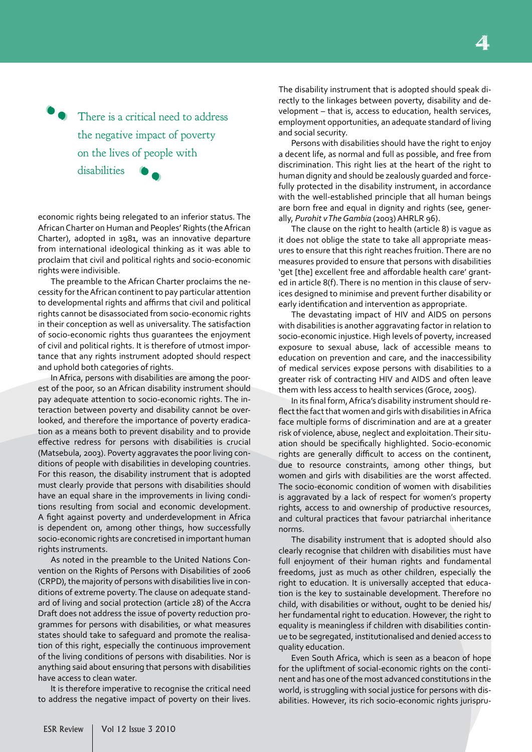> There is a critical need to address the negative impact of poverty on the lives of people with disabilities

economic rights being relegated to an inferior status. The African Charter on Human and Peoples' Rights (the African Charter), adopted in 1981, was an innovative departure from international ideological thinking as it was able to proclaim that civil and political rights and socio-economic rights were indivisible.

The preamble to the African Charter proclaims the necessity for the African continent to pay particular attention to developmental rights and affirms that civil and political rights cannot be disassociated from socio-economic rights in their conception as well as universality. The satisfaction of socio-economic rights thus guarantees the enjoyment of civil and political rights. It is therefore of utmost importance that any rights instrument adopted should respect and uphold both categories of rights.

In Africa, persons with disabilities are among the poorest of the poor, so an African disability instrument should pay adequate attention to socio-economic rights. The interaction between poverty and disability cannot be overlooked, and therefore the importance of poverty eradication as a means both to prevent disability and to provide effective redress for persons with disabilities is crucial (Matsebula, 2003). Poverty aggravates the poor living conditions of people with disabilities in developing countries. For this reason, the disability instrument that is adopted must clearly provide that persons with disabilities should have an equal share in the improvements in living conditions resulting from social and economic development. A fight against poverty and underdevelopment in Africa is dependent on, among other things, how successfully socio-economic rights are concretised in important human rights instruments.

As noted in the preamble to the United Nations Convention on the Rights of Persons with Disabilities of 2006 (CRPD), the majority of persons with disabilities live in conditions of extreme poverty. The clause on adequate standard of living and social protection (article 28) of the Accra Draft does not address the issue of poverty reduction programmes for persons with disabilities, or what measures states should take to safeguard and promote the realisation of this right, especially the continuous improvement of the living conditions of persons with disabilities. Nor is anything said about ensuring that persons with disabilities have access to clean water.

It is therefore imperative to recognise the critical need to address the negative impact of poverty on their lives. The disability instrument that is adopted should speak directly to the linkages between poverty, disability and development – that is, access to education, health services, employment opportunities, an adequate standard of living and social security.

Persons with disabilities should have the right to enjoy a decent life, as normal and full as possible, and free from discrimination. This right lies at the heart of the right to human dignity and should be zealously guarded and forcefully protected in the disability instrument, in accordance with the well-established principle that all human beings are born free and equal in dignity and rights (see, generally, *Purohit v The Gambia* (2003) AHRLR 96).

The clause on the right to health (article 8) is vague as it does not oblige the state to take all appropriate measures to ensure that this right reaches fruition. There are no measures provided to ensure that persons with disabilities 'get [the] excellent free and affordable health care' granted in article 8(f). There is no mention in this clause of services designed to minimise and prevent further disability or early identification and intervention as appropriate.

The devastating impact of HIV and AIDS on persons with disabilities is another aggravating factor in relation to socio-economic injustice. High levels of poverty, increased exposure to sexual abuse, lack of accessible means to education on prevention and care, and the inaccessibility of medical services expose persons with disabilities to a greater risk of contracting HIV and AIDS and often leave them with less access to health services (Groce, 2005).

In its final form, Africa's disability instrument should reflect the fact that women and girls with disabilities in Africa face multiple forms of discrimination and are at a greater risk of violence, abuse, neglect and exploitation. Their situation should be specifically highlighted. Socio-economic rights are generally difficult to access on the continent, due to resource constraints, among other things, but women and girls with disabilities are the worst affected. The socio-economic condition of women with disabilities is aggravated by a lack of respect for women's property rights, access to and ownership of productive resources, and cultural practices that favour patriarchal inheritance norms.

The disability instrument that is adopted should also clearly recognise that children with disabilities must have full enjoyment of their human rights and fundamental freedoms, just as much as other children, especially the right to education. It is universally accepted that education is the key to sustainable development. Therefore no child, with disabilities or without, ought to be denied his/her fundamental right to education. However, the right to equality is meaningless if children with disabilities continue to be segregated, institutionalised and denied access to quality education.

Even South Africa, which is seen as a beacon of hope for the upliftment of social-economic rights on the continent and has one of the most advanced constitutions in the world, is struggling with social justice for persons with disabilities. However, its rich socio-economic rights jurispru-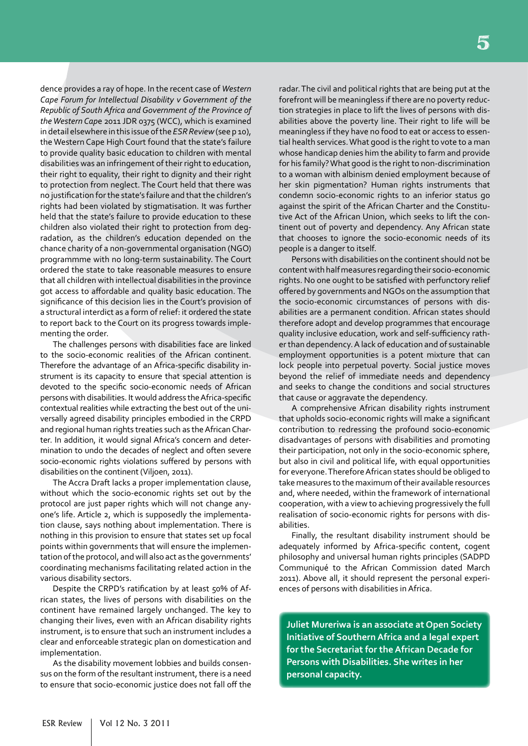dence provides a ray of hope. In the recent case of *Western Cape Forum for Intellectual Disability v Government of the Republic of South Africa and Government of the Province of the Western Cape* 2011 JDR 0375 (WCC), which is examined in detail elsewhere in this issue of the *ESR Review* (see p 10), the Western Cape High Court found that the state's failure to provide quality basic education to children with mental disabilities was an infringement of their right to education, their right to equality, their right to dignity and their right to protection from neglect. The Court held that there was no justification for the state's failure and that the children's rights had been violated by stigmatisation. It was further held that the state's failure to provide education to these children also violated their right to protection from degradation, as the children's education depended on the chance charity of a non-governmental organisation (NGO) programmme with no long-term sustainability. The Court ordered the state to take reasonable measures to ensure that all children with intellectual disabilities in the province got access to affordable and quality basic education. The significance of this decision lies in the Court's provision of a structural interdict as a form of relief: it ordered the state to report back to the Court on its progress towards implementing the order.

The challenges persons with disabilities face are linked to the socio-economic realities of the African continent. Therefore the advantage of an Africa-specific disability instrument is its capacity to ensure that special attention is devoted to the specific socio-economic needs of African persons with disabilities. It would address the Africa-specific contextual realities while extracting the best out of the universally agreed disability principles embodied in the CRPD and regional human rights treaties such as the African Charter. In addition, it would signal Africa's concern and determination to undo the decades of neglect and often severe socio-economic rights violations suffered by persons with disabilities on the continent (Viljoen, 2011).

The Accra Draft lacks a proper implementation clause, without which the socio-economic rights set out by the protocol are just paper rights which will not change anyone's life. Article 2, which is supposedly the implementation clause, says nothing about implementation. There is nothing in this provision to ensure that states set up focal points within governments that will ensure the implementation of the protocol, and will also act as the governments' coordinating mechanisms facilitating related action in the various disability sectors.

Despite the CRPD's ratification by at least 50% of African states, the lives of persons with disabilities on the continent have remained largely unchanged. The key to changing their lives, even with an African disability rights instrument, is to ensure that such an instrument includes a clear and enforceable strategic plan on domestication and implementation.

As the disability movement lobbies and builds consensus on the form of the resultant instrument, there is a need to ensure that socio-economic justice does not fall off the radar. The civil and political rights that are being put at the forefront will be meaningless if there are no poverty reduction strategies in place to lift the lives of persons with disabilities above the poverty line. Their right to life will be meaningless if they have no food to eat or access to essential health services. What good is the right to vote to a man whose handicap denies him the ability to farm and provide for his family? What good is the right to non-discrimination to a woman with albinism denied employment because of her skin pigmentation? Human rights instruments that condemn socio-economic rights to an inferior status go against the spirit of the African Charter and the Constitutive Act of the African Union, which seeks to lift the continent out of poverty and dependency. Any African state that chooses to ignore the socio-economic needs of its people is a danger to itself.

Persons with disabilities on the continent should not be content with half measures regarding their socio-economic rights. No one ought to be satisfied with perfunctory relief offered by governments and NGOs on the assumption that the socio-economic circumstances of persons with disabilities are a permanent condition. African states should therefore adopt and develop programmes that encourage quality inclusive education, work and self-sufficiency rather than dependency. A lack of education and of sustainable employment opportunities is a potent mixture that can lock people into perpetual poverty. Social justice moves beyond the relief of immediate needs and dependency and seeks to change the conditions and social structures that cause or aggravate the dependency.

A comprehensive African disability rights instrument that upholds socio-economic rights will make a significant contribution to redressing the profound socio-economic disadvantages of persons with disabilities and promoting their participation, not only in the socio-economic sphere, but also in civil and political life, with equal opportunities for everyone. Therefore African states should be obliged to take measures to the maximum of their available resources and, where needed, within the framework of international cooperation, with a view to achieving progressively the full realisation of socio-economic rights for persons with disabilities.

Finally, the resultant disability instrument should be adequately informed by Africa-specific content, cogent philosophy and universal human rights principles (SADPD Communiqué to the African Commission dated March 2011). Above all, it should represent the personal experiences of persons with disabilities in Africa.

**Juliet Mureriwa is an associate at Open Society Initiative of Southern Africa and a legal expert for the Secretariat for the African Decade for Persons with Disabilities. She writes in her personal capacity.**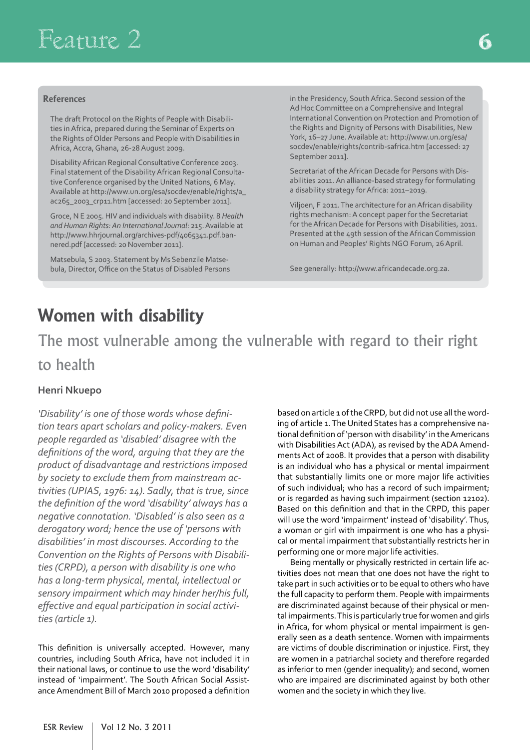### References

The draft Protocol on the Rights of People with Disabilities in Africa, prepared during the Seminar of Experts on the Rights of Older Persons and People with Disabilities in Africa, Accra, Ghana, 26-28 August 2009.

Disability African Regional Consultative Conference 2003. Final statement of the Disability African Regional Consultative Conference organised by the United Nations, 6 May. Available at http://www.un.org/esa/socdev/enable/rights/a_ac265_2003_crp11.htm [accessed: 20 September 2011].

Groce, N E 2005. HIV and individuals with disability. 8 *Health and Human Rights: An International Journal*: 215. Available at http://www.hhrjournal.org/archives-pdf/4065341.pdf.bannered.pdf [accessed: 20 November 2011].

Matsebula, S 2003. Statement by Ms Sebenzile Matsebula, Director, Office on the Status of Disabled Persons in the Presidency, South Africa. Second session of the Ad Hoc Committee on a Comprehensive and Integral International Convention on Protection and Promotion of the Rights and Dignity of Persons with Disabilities, New York, 16–27 June. Available at: http://www.un.org/esa/socdev/enable/rights/contrib-safrica.htm [accessed: 27 September 2011].

Secretariat of the African Decade for Persons with Disabilities 2011. An alliance-based strategy for formulating a disability strategy for Africa: 2011–2019.

Viljoen, F 2011. The architecture for an African disability rights mechanism: A concept paper for the Secretariat for the African Decade for Persons with Disabilities, 2011. Presented at the 49th session of the African Commission on Human and Peoples' Rights NGO Forum, 26 April.

See generally: http://www.africandecade.org.za.

# Women with disability

## The most vulnerable among the vulnerable with regard to their right to health

**Henri Nkuepo**

*'Disability' is one of those words whose definition tears apart scholars and policy-makers. Even people regarded as 'disabled' disagree with the definitions of the word, arguing that they are the product of disadvantage and restrictions imposed by society to exclude them from mainstream activities (UPIAS, 1976: 14). Sadly, that is true, since the definition of the word 'disability' always has a negative connotation. 'Disabled' is also seen as a derogatory word; hence the use of 'persons with disabilities' in most discourses. According to the Convention on the Rights of Persons with Disabilities (CRPD), a person with disability is one who has a long-term physical, mental, intellectual or sensory impairment which may hinder her/his full, effective and equal participation in social activities (article 1).*

This definition is universally accepted. However, many countries, including South Africa, have not included it in their national laws, or continue to use the word 'disability' instead of 'impairment'. The South African Social Assistance Amendment Bill of March 2010 proposed a definition based on article 1 of the CRPD, but did not use all the wording of article 1. The United States has a comprehensive national definition of 'person with disability' in the Americans with Disabilities Act (ADA), as revised by the ADA Amendments Act of 2008. It provides that a person with disability is an individual who has a physical or mental impairment that substantially limits one or more major life activities of such individual; who has a record of such impairment; or is regarded as having such impairment (section 12102). Based on this definition and that in the CRPD, this paper will use the word 'impairment' instead of 'disability'. Thus, a woman or girl with impairment is one who has a physical or mental impairment that substantially restricts her in performing one or more major life activities.

Being mentally or physically restricted in certain life activities does not mean that one does not have the right to take part in such activities or to be equal to others who have the full capacity to perform them. People with impairments are discriminated against because of their physical or mental impairments. This is particularly true for women and girls in Africa, for whom physical or mental impairment is generally seen as a death sentence. Women with impairments are victims of double discrimination or injustice. First, they are women in a patriarchal society and therefore regarded as inferior to men (gender inequality); and second, women who are impaired are discriminated against by both other women and the society in which they live.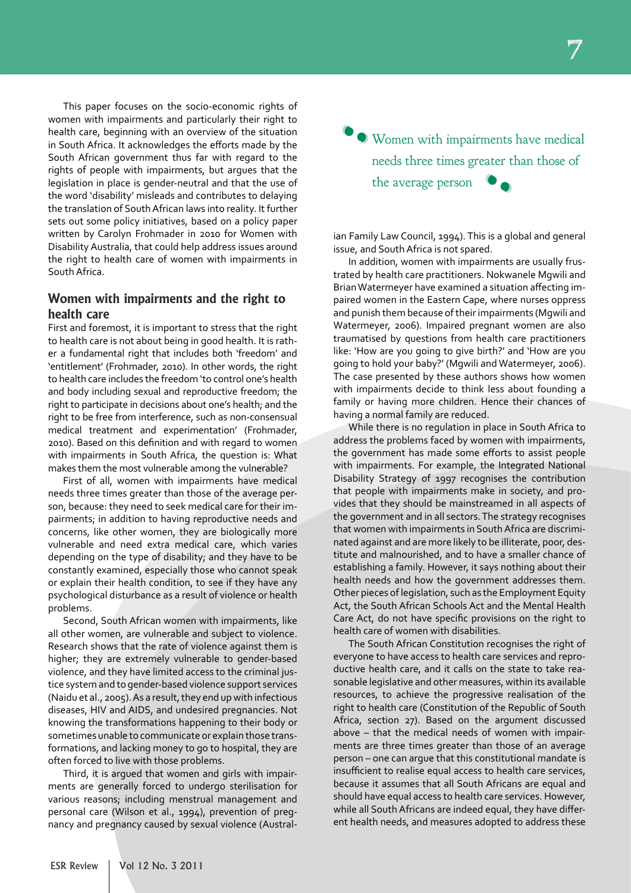This paper focuses on the socio-economic rights of women with impairments and particularly their right to health care, beginning with an overview of the situation in South Africa. It acknowledges the efforts made by the South African government thus far with regard to the rights of people with impairments, but argues that the legislation in place is gender-neutral and that the use of the word 'disability' misleads and contributes to delaying the translation of South African laws into reality. It further sets out some policy initiatives, based on a policy paper written by Carolyn Frohmader in 2010 for Women with Disability Australia, that could help address issues around the right to health care of women with impairments in South Africa.

## Women with impairments and the right to health care

First and foremost, it is important to stress that the right to health care is not about being in good health. It is rather a fundamental right that includes both 'freedom' and 'entitlement' (Frohmader, 2010). In other words, the right to health care includes the freedom 'to control one's health and body including sexual and reproductive freedom; the right to participate in decisions about one's health; and the right to be free from interference, such as non-consensual medical treatment and experimentation' (Frohmader, 2010). Based on this definition and with regard to women with impairments in South Africa, the question is: What makes them the most vulnerable among the vulnerable?

First of all, women with impairments have medical needs three times greater than those of the average person, because: they need to seek medical care for their impairments; in addition to having reproductive needs and concerns, like other women, they are biologically more vulnerable and need extra medical care, which varies depending on the type of disability; and they have to be constantly examined, especially those who cannot speak or explain their health condition, to see if they have any psychological disturbance as a result of violence or health problems.

Second, South African women with impairments, like all other women, are vulnerable and subject to violence. Research shows that the rate of violence against them is higher; they are extremely vulnerable to gender-based violence, and they have limited access to the criminal justice system and to gender-based violence support services (Naidu et al., 2005). As a result, they end up with infectious diseases, HIV and AIDS, and undesired pregnancies. Not knowing the transformations happening to their body or sometimes unable to communicate or explain those transformations, and lacking money to go to hospital, they are often forced to live with those problems.

Third, it is argued that women and girls with impairments are generally forced to undergo sterilisation for various reasons; including menstrual management and personal care (Wilson et al., 1994), prevention of pregnancy and pregnancy caused by sexual violence (Australian Family Law Council, 1994). This is a global and general issue, and South Africa is not spared.

> Women with impairments have medical needs three times greater than those of the average person

In addition, women with impairments are usually frustrated by health care practitioners. Nokwanele Mgwili and Brian Watermeyer have examined a situation affecting impaired women in the Eastern Cape, where nurses oppress and punish them because of their impairments (Mgwili and Watermeyer, 2006). Impaired pregnant women are also traumatised by questions from health care practitioners like: 'How are you going to give birth?' and 'How are you going to hold your baby?' (Mgwili and Watermeyer, 2006). The case presented by these authors shows how women with impairments decide to think less about founding a family or having more children. Hence their chances of having a normal family are reduced.

While there is no regulation in place in South Africa to address the problems faced by women with impairments, the government has made some efforts to assist people with impairments. For example, the Integrated National Disability Strategy of 1997 recognises the contribution that people with impairments make in society, and provides that they should be mainstreamed in all aspects of the government and in all sectors. The strategy recognises that women with impairments in South Africa are discriminated against and are more likely to be illiterate, poor, destitute and malnourished, and to have a smaller chance of establishing a family. However, it says nothing about their health needs and how the government addresses them. Other pieces of legislation, such as the Employment Equity Act, the South African Schools Act and the Mental Health Care Act, do not have specific provisions on the right to health care of women with disabilities.

The South African Constitution recognises the right of everyone to have access to health care services and reproductive health care, and it calls on the state to take reasonable legislative and other measures, within its available resources, to achieve the progressive realisation of the right to health care (Constitution of the Republic of South Africa, section 27). Based on the argument discussed above – that the medical needs of women with impairments are three times greater than those of an average person – one can argue that this constitutional mandate is insufficient to realise equal access to health care services, because it assumes that all South Africans are equal and should have equal access to health care services. However, while all South Africans are indeed equal, they have different health needs, and measures adopted to address these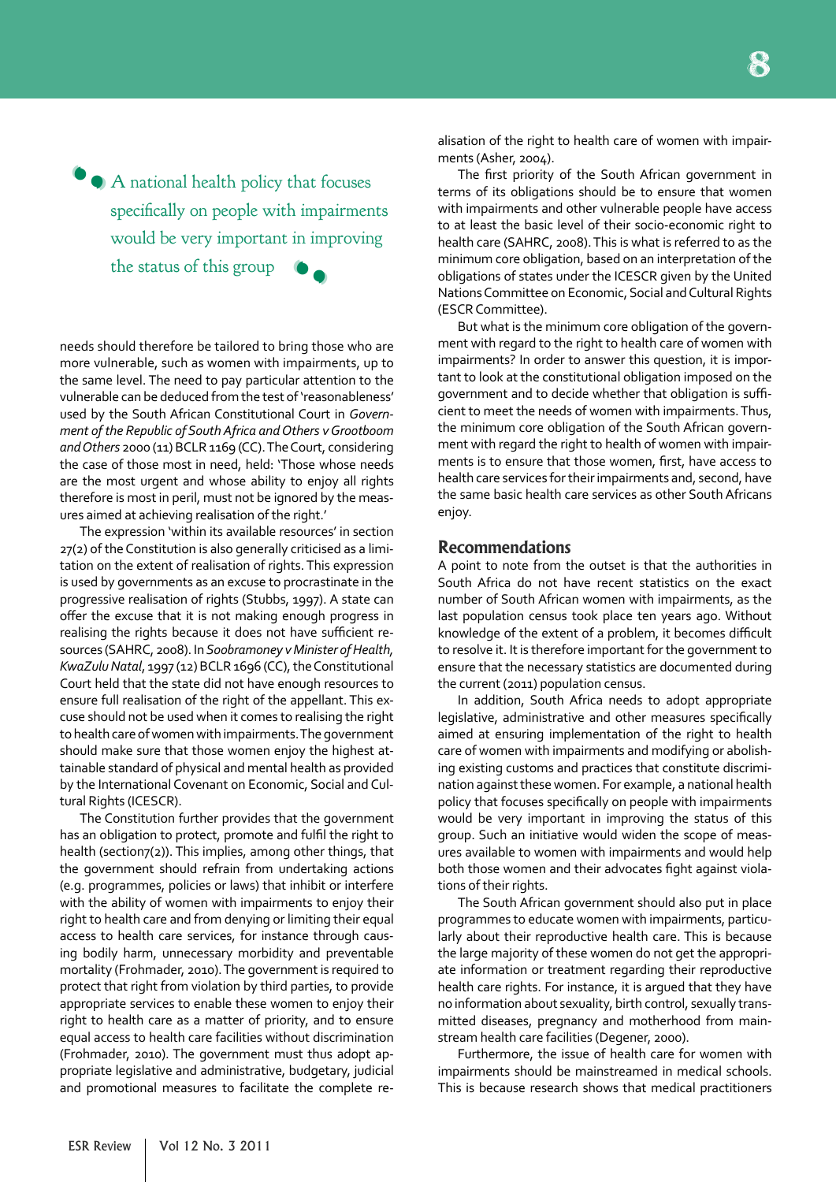> A national health policy that focuses specifically on people with impairments would be very important in improving the status of this group

needs should therefore be tailored to bring those who are more vulnerable, such as women with impairments, up to the same level. The need to pay particular attention to the vulnerable can be deduced from the test of 'reasonableness' used by the South African Constitutional Court in *Government of the Republic of South Africa and Others v Grootboom and Others* 2000 (11) BCLR 1169 (CC). The Court, considering the case of those most in need, held: 'Those whose needs are the most urgent and whose ability to enjoy all rights therefore is most in peril, must not be ignored by the measures aimed at achieving realisation of the right.'

The expression 'within its available resources' in section 27(2) of the Constitution is also generally criticised as a limitation on the extent of realisation of rights. This expression is used by governments as an excuse to procrastinate in the progressive realisation of rights (Stubbs, 1997). A state can offer the excuse that it is not making enough progress in realising the rights because it does not have sufficient resources (SAHRC, 2008). In *Soobramoney v Minister of Health, KwaZulu Natal*, 1997 (12) BCLR 1696 (CC), the Constitutional Court held that the state did not have enough resources to ensure full realisation of the right of the appellant. This excuse should not be used when it comes to realising the right to health care of women with impairments. The government should make sure that those women enjoy the highest attainable standard of physical and mental health as provided by the International Covenant on Economic, Social and Cultural Rights (ICESCR).

The Constitution further provides that the government has an obligation to protect, promote and fulfil the right to health (section7(2)). This implies, among other things, that the government should refrain from undertaking actions (e.g. programmes, policies or laws) that inhibit or interfere with the ability of women with impairments to enjoy their right to health care and from denying or limiting their equal access to health care services, for instance through causing bodily harm, unnecessary morbidity and preventable mortality (Frohmader, 2010). The government is required to protect that right from violation by third parties, to provide appropriate services to enable these women to enjoy their right to health care as a matter of priority, and to ensure equal access to health care facilities without discrimination (Frohmader, 2010). The government must thus adopt appropriate legislative and administrative, budgetary, judicial and promotional measures to facilitate the complete realisation of the right to health care of women with impairments (Asher, 2004).

The first priority of the South African government in terms of its obligations should be to ensure that women with impairments and other vulnerable people have access to at least the basic level of their socio-economic right to health care (SAHRC, 2008). This is what is referred to as the minimum core obligation, based on an interpretation of the obligations of states under the ICESCR given by the United Nations Committee on Economic, Social and Cultural Rights (ESCR Committee).

But what is the minimum core obligation of the government with regard to the right to health care of women with impairments? In order to answer this question, it is important to look at the constitutional obligation imposed on the government and to decide whether that obligation is sufficient to meet the needs of women with impairments. Thus, the minimum core obligation of the South African government with regard the right to health of women with impairments is to ensure that those women, first, have access to health care services for their impairments and, second, have the same basic health care services as other South Africans enjoy.

## Recommendations

A point to note from the outset is that the authorities in South Africa do not have recent statistics on the exact number of South African women with impairments, as the last population census took place ten years ago. Without knowledge of the extent of a problem, it becomes difficult to resolve it. It is therefore important for the government to ensure that the necessary statistics are documented during the current (2011) population census.

In addition, South Africa needs to adopt appropriate legislative, administrative and other measures specifically aimed at ensuring implementation of the right to health care of women with impairments and modifying or abolishing existing customs and practices that constitute discrimination against these women. For example, a national health policy that focuses specifically on people with impairments would be very important in improving the status of this group. Such an initiative would widen the scope of measures available to women with impairments and would help both those women and their advocates fight against violations of their rights.

The South African government should also put in place programmes to educate women with impairments, particularly about their reproductive health care. This is because the large majority of these women do not get the appropriate information or treatment regarding their reproductive health care rights. For instance, it is argued that they have no information about sexuality, birth control, sexually transmitted diseases, pregnancy and motherhood from mainstream health care facilities (Degener, 2000).

Furthermore, the issue of health care for women with impairments should be mainstreamed in medical schools. This is because research shows that medical practitioners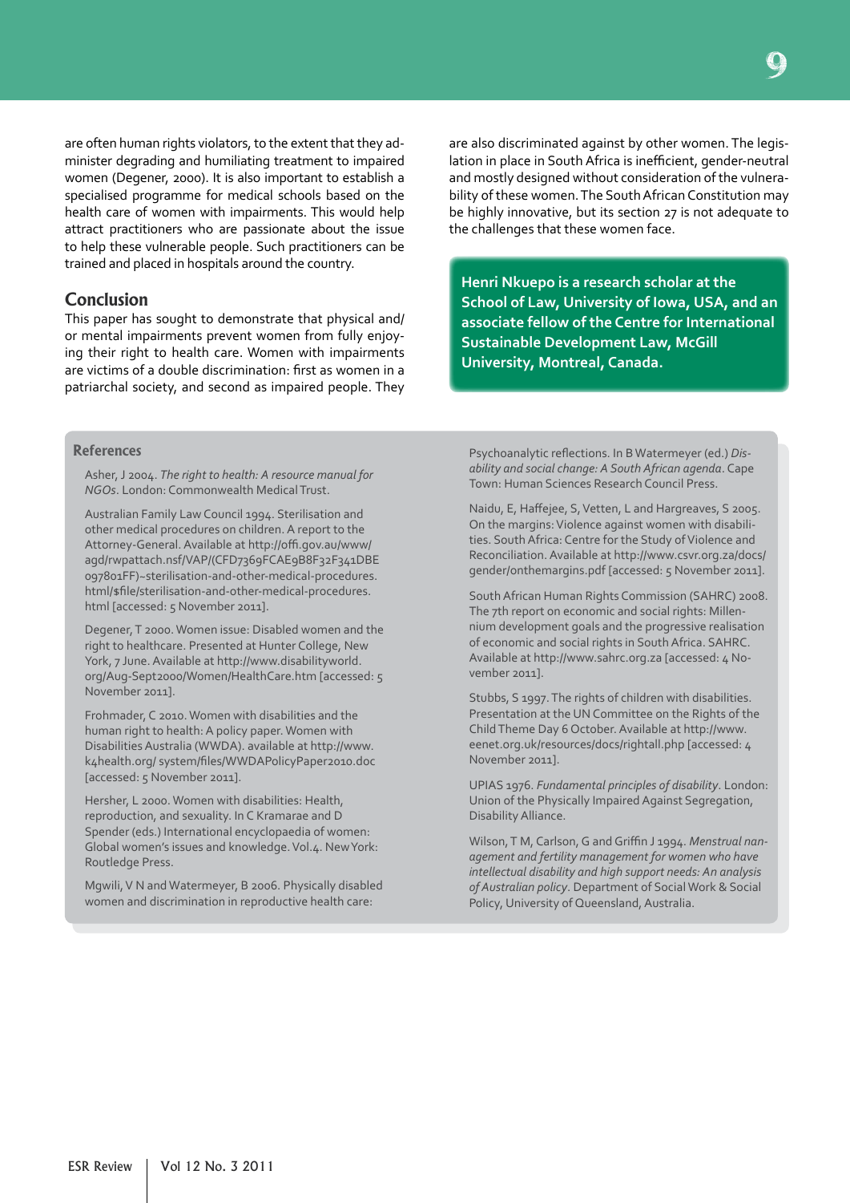are often human rights violators, to the extent that they administer degrading and humiliating treatment to impaired women (Degener, 2000). It is also important to establish a specialised programme for medical schools based on the health care of women with impairments. This would help attract practitioners who are passionate about the issue to help these vulnerable people. Such practitioners can be trained and placed in hospitals around the country.

## Conclusion

This paper has sought to demonstrate that physical and/or mental impairments prevent women from fully enjoying their right to health care. Women with impairments are victims of a double discrimination: first as women in a patriarchal society, and second as impaired people. They are also discriminated against by other women. The legislation in place in South Africa is inefficient, gender-neutral and mostly designed without consideration of the vulnerability of these women. The South African Constitution may be highly innovative, but its section 27 is not adequate to the challenges that these women face.

**Henri Nkuepo is a research scholar at the School of Law, University of Iowa, USA, and an associate fellow of the Centre for International Sustainable Development Law, McGill University, Montreal, Canada.**

## References

Asher, J 2004. *The right to health: A resource manual for NGOs*. London: Commonwealth Medical Trust.

Australian Family Law Council 1994. Sterilisation and other medical procedures on children. A report to the Attorney-General. Available at http://offi.gov.au/www/agd/rwpattach.nsf/VAP/(CFD7369FCAE9B8F32F341DBE097801FF)~sterilisation-and-other-medical-procedures.html/$file/sterilisation-and-other-medical-procedures.html [accessed: 5 November 2011].

Degener, T 2000. Women issue: Disabled women and the right to healthcare. Presented at Hunter College, New York, 7 June. Available at http://www.disabilityworld.org/Aug-Sept2000/Women/HealthCare.htm [accessed: 5 November 2011].

Frohmader, C 2010. Women with disabilities and the human right to health: A policy paper. Women with Disabilities Australia (WWDA). available at http://www.k4health.org/ system/files/WWDAPolicyPaper2010.doc [accessed: 5 November 2011].

Hersher, L 2000. Women with disabilities: Health, reproduction, and sexuality. In C Kramarae and D Spender (eds.) International encyclopaedia of women: Global women's issues and knowledge. Vol.4. New York: Routledge Press.

Mgwili, V N and Watermeyer, B 2006. Physically disabled women and discrimination in reproductive health care: Psychoanalytic reflections. In B Watermeyer (ed.) *Disability and social change: A South African agenda*. Cape Town: Human Sciences Research Council Press.

Naidu, E, Haffejee, S, Vetten, L and Hargreaves, S 2005. On the margins: Violence against women with disabilities. South Africa: Centre for the Study of Violence and Reconciliation. Available at http://www.csvr.org.za/docs/gender/onthemargins.pdf [accessed: 5 November 2011].

South African Human Rights Commission (SAHRC) 2008. The 7th report on economic and social rights: Millennium development goals and the progressive realisation of economic and social rights in South Africa. SAHRC. Available at http://www.sahrc.org.za [accessed: 4 November 2011].

Stubbs, S 1997. The rights of children with disabilities. Presentation at the UN Committee on the Rights of the Child Theme Day 6 October. Available at http://www.eenet.org.uk/resources/docs/rightall.php [accessed: 4 November 2011].

UPIAS 1976. *Fundamental principles of disability*. London: Union of the Physically Impaired Against Segregation, Disability Alliance.

Wilson, T M, Carlson, G and Griffin J 1994. *Menstrual management and fertility management for women who have intellectual disability and high support needs: An analysis of Australian policy*. Department of Social Work & Social Policy, University of Queensland, Australia.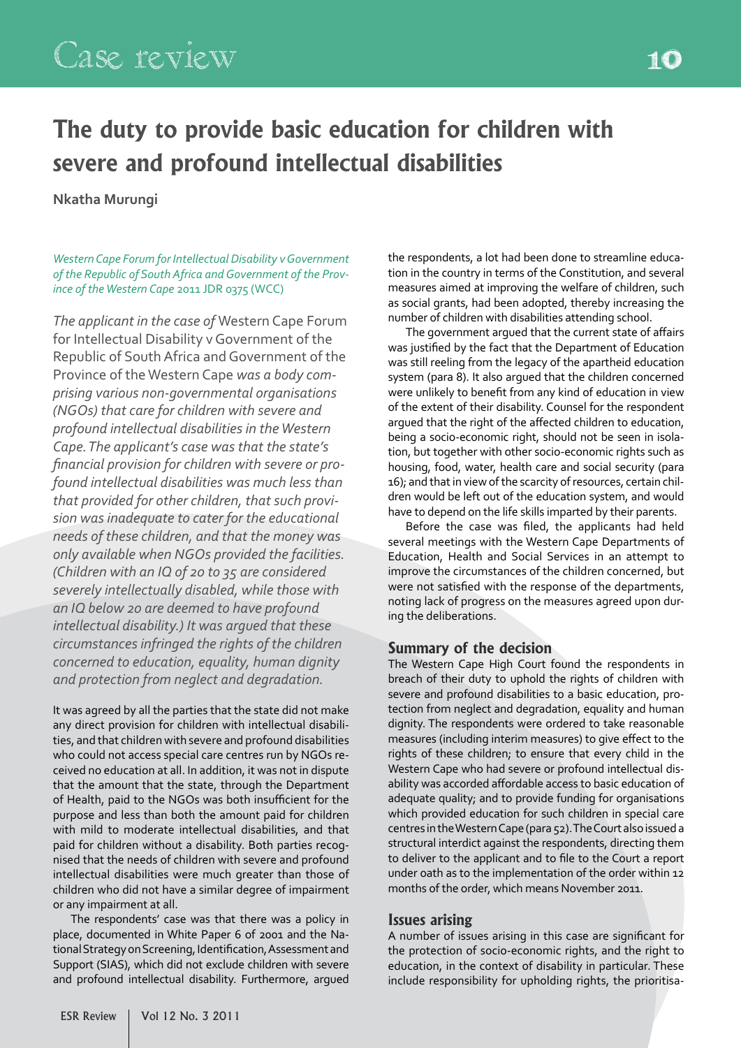# The duty to provide basic education for children with severe and profound intellectual disabilities

**Nkatha Murungi**

*Western Cape Forum for Intellectual Disability v Government of the Republic of South Africa and Government of the Province of the Western Cape* 2011 JDR 0375 (WCC)

*The applicant in the case of* Western Cape Forum for Intellectual Disability v Government of the Republic of South Africa and Government of the Province of the Western Cape *was a body comprising various non-governmental organisations (NGOs) that care for children with severe and profound intellectual disabilities in the Western Cape. The applicant's case was that the state's financial provision for children with severe or profound intellectual disabilities was much less than that provided for other children, that such provision was inadequate to cater for the educational needs of these children, and that the money was only available when NGOs provided the facilities. (Children with an IQ of 20 to 35 are considered severely intellectually disabled, while those with an IQ below 20 are deemed to have profound intellectual disability.) It was argued that these circumstances infringed the rights of the children concerned to education, equality, human dignity and protection from neglect and degradation.*

It was agreed by all the parties that the state did not make any direct provision for children with intellectual disabilities, and that children with severe and profound disabilities who could not access special care centres run by NGOs received no education at all. In addition, it was not in dispute that the amount that the state, through the Department of Health, paid to the NGOs was both insufficient for the purpose and less than both the amount paid for children with mild to moderate intellectual disabilities, and that paid for children without a disability. Both parties recognised that the needs of children with severe and profound intellectual disabilities were much greater than those of children who did not have a similar degree of impairment or any impairment at all.

The respondents' case was that there was a policy in place, documented in White Paper 6 of 2001 and the National Strategy on Screening, Identification, Assessment and Support (SIAS), which did not exclude children with severe and profound intellectual disability. Furthermore, argued the respondents, a lot had been done to streamline education in the country in terms of the Constitution, and several measures aimed at improving the welfare of children, such as social grants, had been adopted, thereby increasing the number of children with disabilities attending school.

The government argued that the current state of affairs was justified by the fact that the Department of Education was still reeling from the legacy of the apartheid education system (para 8). It also argued that the children concerned were unlikely to benefit from any kind of education in view of the extent of their disability. Counsel for the respondent argued that the right of the affected children to education, being a socio-economic right, should not be seen in isolation, but together with other socio-economic rights such as housing, food, water, health care and social security (para 16); and that in view of the scarcity of resources, certain children would be left out of the education system, and would have to depend on the life skills imparted by their parents.

Before the case was filed, the applicants had held several meetings with the Western Cape Departments of Education, Health and Social Services in an attempt to improve the circumstances of the children concerned, but were not satisfied with the response of the departments, noting lack of progress on the measures agreed upon during the deliberations.

## Summary of the decision

The Western Cape High Court found the respondents in breach of their duty to uphold the rights of children with severe and profound disabilities to a basic education, protection from neglect and degradation, equality and human dignity. The respondents were ordered to take reasonable measures (including interim measures) to give effect to the rights of these children; to ensure that every child in the Western Cape who had severe or profound intellectual disability was accorded affordable access to basic education of adequate quality; and to provide funding for organisations which provided education for such children in special care centres in the Western Cape (para 52). The Court also issued a structural interdict against the respondents, directing them to deliver to the applicant and to file to the Court a report under oath as to the implementation of the order within 12 months of the order, which means November 2011.

## Issues arising

A number of issues arising in this case are significant for the protection of socio-economic rights, and the right to education, in the context of disability in particular. These include responsibility for upholding rights, the prioritisa-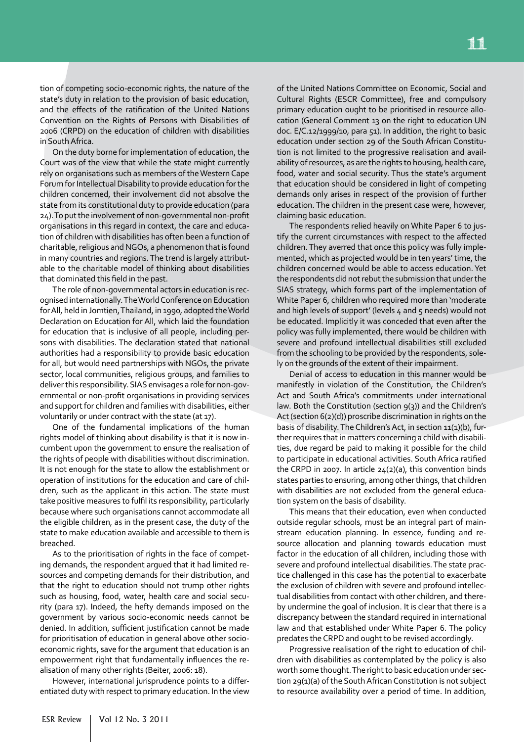tion of competing socio-economic rights, the nature of the state's duty in relation to the provision of basic education, and the effects of the ratification of the United Nations Convention on the Rights of Persons with Disabilities of 2006 (CRPD) on the education of children with disabilities in South Africa.

On the duty borne for implementation of education, the Court was of the view that while the state might currently rely on organisations such as members of the Western Cape Forum for Intellectual Disability to provide education for the children concerned, their involvement did not absolve the state from its constitutional duty to provide education (para 24). To put the involvement of non-governmental non-profit organisations in this regard in context, the care and education of children with disabilities has often been a function of charitable, religious and NGOs, a phenomenon that is found in many countries and regions. The trend is largely attributable to the charitable model of thinking about disabilities that dominated this field in the past.

The role of non-governmental actors in education is recognised internationally. The World Conference on Education for All, held in Jomtien, Thailand, in 1990, adopted the World Declaration on Education for All, which laid the foundation for education that is inclusive of all people, including persons with disabilities. The declaration stated that national authorities had a responsibility to provide basic education for all, but would need partnerships with NGOs, the private sector, local communities, religious groups, and families to deliver this responsibility. SIAS envisages a role for non-governmental or non-profit organisations in providing services and support for children and families with disabilities, either voluntarily or under contract with the state (at 17).

One of the fundamental implications of the human rights model of thinking about disability is that it is now incumbent upon the government to ensure the realisation of the rights of people with disabilities without discrimination. It is not enough for the state to allow the establishment or operation of institutions for the education and care of children, such as the applicant in this action. The state must take positive measures to fulfil its responsibility, particularly because where such organisations cannot accommodate all the eligible children, as in the present case, the duty of the state to make education available and accessible to them is breached.

As to the prioritisation of rights in the face of competing demands, the respondent argued that it had limited resources and competing demands for their distribution, and that the right to education should not trump other rights such as housing, food, water, health care and social security (para 17). Indeed, the hefty demands imposed on the government by various socio-economic needs cannot be denied. In addition, sufficient justification cannot be made for prioritisation of education in general above other socio-economic rights, save for the argument that education is an empowerment right that fundamentally influences the realisation of many other rights (Beiter, 2006: 18).

However, international jurisprudence points to a differentiated duty with respect to primary education. In the view of the United Nations Committee on Economic, Social and Cultural Rights (ESCR Committee), free and compulsory primary education ought to be prioritised in resource allocation (General Comment 13 on the right to education UN doc. E/C.12/1999/10, para 51). In addition, the right to basic education under section 29 of the South African Constitution is not limited to the progressive realisation and availability of resources, as are the rights to housing, health care, food, water and social security. Thus the state's argument that education should be considered in light of competing demands only arises in respect of the provision of further education. The children in the present case were, however, claiming basic education.

The respondents relied heavily on White Paper 6 to justify the current circumstances with respect to the affected children. They averred that once this policy was fully implemented, which as projected would be in ten years' time, the children concerned would be able to access education. Yet the respondents did not rebut the submission that under the SIAS strategy, which forms part of the implementation of White Paper 6, children who required more than 'moderate and high levels of support' (levels 4 and 5 needs) would not be educated. Implicitly it was conceded that even after the policy was fully implemented, there would be children with severe and profound intellectual disabilities still excluded from the schooling to be provided by the respondents, solely on the grounds of the extent of their impairment.

Denial of access to education in this manner would be manifestly in violation of the Constitution, the Children's Act and South Africa's commitments under international law. Both the Constitution (section 9(3)) and the Children's Act (section 6(2)(d)) proscribe discrimination in rights on the basis of disability. The Children's Act, in section 11(1)(b), further requires that in matters concerning a child with disabilities, due regard be paid to making it possible for the child to participate in educational activities. South Africa ratified the CRPD in 2007. In article 24(2)(a), this convention binds states parties to ensuring, among other things, that children with disabilities are not excluded from the general education system on the basis of disability.

This means that their education, even when conducted outside regular schools, must be an integral part of mainstream education planning. In essence, funding and resource allocation and planning towards education must factor in the education of all children, including those with severe and profound intellectual disabilities. The state practice challenged in this case has the potential to exacerbate the exclusion of children with severe and profound intellectual disabilities from contact with other children, and thereby undermine the goal of inclusion. It is clear that there is a discrepancy between the standard required in international law and that established under White Paper 6. The policy predates the CRPD and ought to be revised accordingly.

Progressive realisation of the right to education of children with disabilities as contemplated by the policy is also worth some thought. The right to basic education under section 29(1)(a) of the South African Constitution is not subject to resource availability over a period of time. In addition,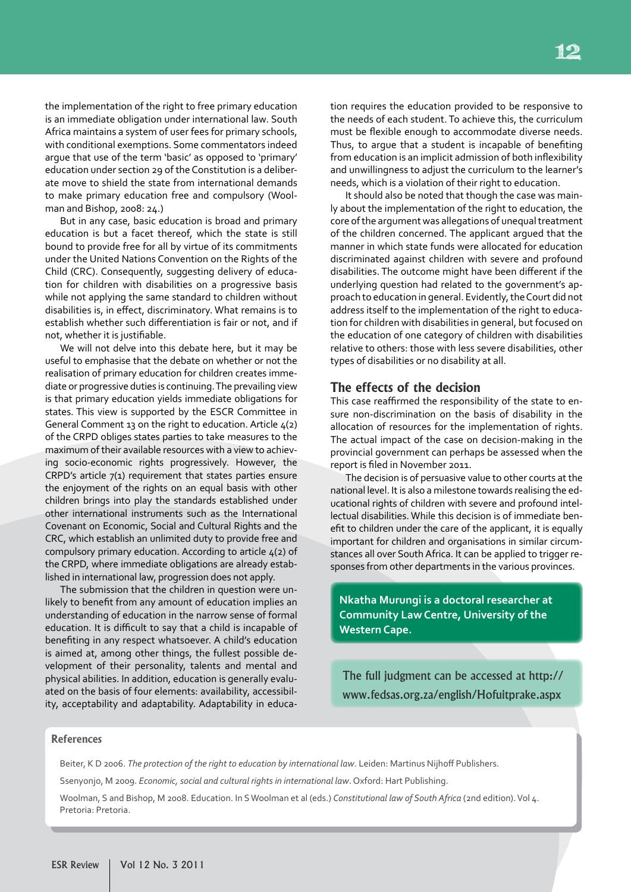the implementation of the right to free primary education is an immediate obligation under international law. South Africa maintains a system of user fees for primary schools, with conditional exemptions. Some commentators indeed argue that use of the term 'basic' as opposed to 'primary' education under section 29 of the Constitution is a deliberate move to shield the state from international demands to make primary education free and compulsory (Woolman and Bishop, 2008: 24.)

But in any case, basic education is broad and primary education is but a facet thereof, which the state is still bound to provide free for all by virtue of its commitments under the United Nations Convention on the Rights of the Child (CRC). Consequently, suggesting delivery of education for children with disabilities on a progressive basis while not applying the same standard to children without disabilities is, in effect, discriminatory. What remains is to establish whether such differentiation is fair or not, and if not, whether it is justifiable.

We will not delve into this debate here, but it may be useful to emphasise that the debate on whether or not the realisation of primary education for children creates immediate or progressive duties is continuing. The prevailing view is that primary education yields immediate obligations for states. This view is supported by the ESCR Committee in General Comment 13 on the right to education. Article 4(2) of the CRPD obliges states parties to take measures to the maximum of their available resources with a view to achieving socio-economic rights progressively. However, the CRPD's article 7(1) requirement that states parties ensure the enjoyment of the rights on an equal basis with other children brings into play the standards established under other international instruments such as the International Covenant on Economic, Social and Cultural Rights and the CRC, which establish an unlimited duty to provide free and compulsory primary education. According to article 4(2) of the CRPD, where immediate obligations are already established in international law, progression does not apply.

The submission that the children in question were unlikely to benefit from any amount of education implies an understanding of education in the narrow sense of formal education. It is difficult to say that a child is incapable of benefiting in any respect whatsoever. A child's education is aimed at, among other things, the fullest possible development of their personality, talents and mental and physical abilities. In addition, education is generally evaluated on the basis of four elements: availability, accessibility, acceptability and adaptability. Adaptability in education requires the education provided to be responsive to the needs of each student. To achieve this, the curriculum must be flexible enough to accommodate diverse needs. Thus, to argue that a student is incapable of benefiting from education is an implicit admission of both inflexibility and unwillingness to adjust the curriculum to the learner's needs, which is a violation of their right to education.

It should also be noted that though the case was mainly about the implementation of the right to education, the core of the argument was allegations of unequal treatment of the children concerned. The applicant argued that the manner in which state funds were allocated for education discriminated against children with severe and profound disabilities. The outcome might have been different if the underlying question had related to the government's approach to education in general. Evidently, the Court did not address itself to the implementation of the right to education for children with disabilities in general, but focused on the education of one category of children with disabilities relative to others: those with less severe disabilities, other types of disabilities or no disability at all.

## The effects of the decision

This case reaffirmed the responsibility of the state to ensure non-discrimination on the basis of disability in the allocation of resources for the implementation of rights. The actual impact of the case on decision-making in the provincial government can perhaps be assessed when the report is filed in November 2011.

The decision is of persuasive value to other courts at the national level. It is also a milestone towards realising the educational rights of children with severe and profound intellectual disabilities. While this decision is of immediate benefit to children under the care of the applicant, it is equally important for children and organisations in similar circumstances all over South Africa. It can be applied to trigger responses from other departments in the various provinces.

**Nkatha Murungi is a doctoral researcher at Community Law Centre, University of the Western Cape.**

The full judgment can be accessed at http://www.fedsas.org.za/english/Hofuitprake.aspx

### References

Beiter, K D 2006. *The protection of the right to education by international law*. Leiden: Martinus Nijhoff Publishers.

Ssenyonjo, M 2009. *Economic, social and cultural rights in international law*. Oxford: Hart Publishing.

Woolman, S and Bishop, M 2008. Education. In S Woolman et al (eds.) *Constitutional law of South Africa* (2nd edition). Vol 4. Pretoria: Pretoria.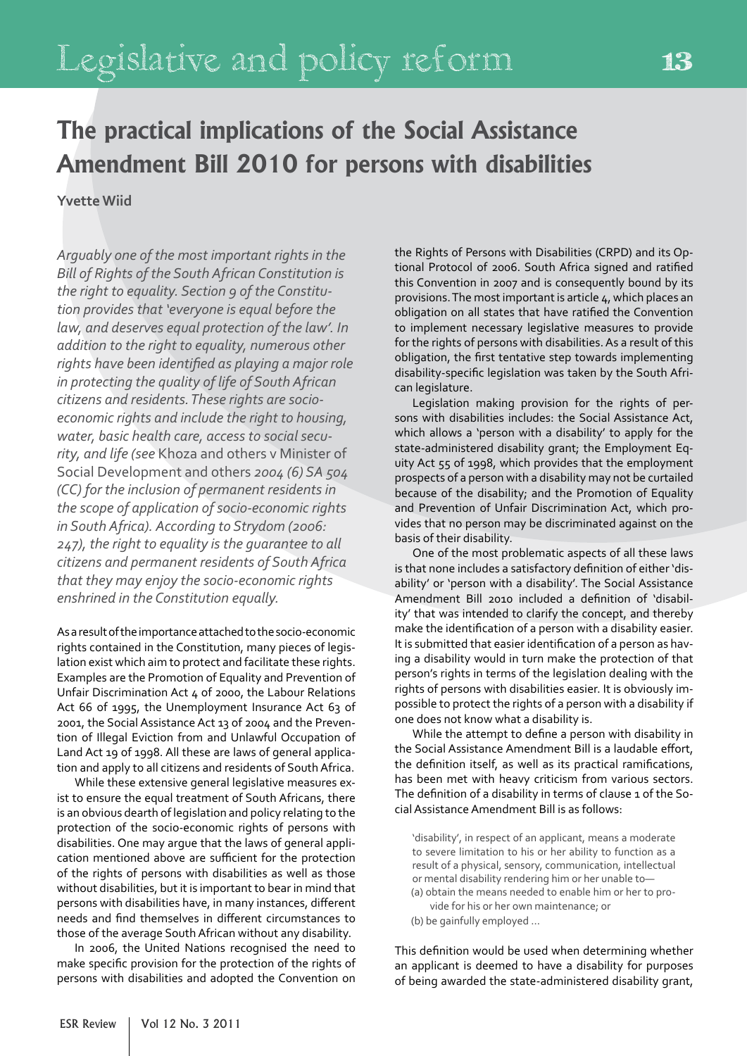# The practical implications of the Social Assistance Amendment Bill 2010 for persons with disabilities

**Yvette Wiid**

*Arguably one of the most important rights in the Bill of Rights of the South African Constitution is the right to equality. Section 9 of the Constitution provides that 'everyone is equal before the law, and deserves equal protection of the law'. In addition to the right to equality, numerous other rights have been identified as playing a major role in protecting the quality of life of South African citizens and residents. These rights are socio-economic rights and include the right to housing, water, basic health care, access to social security, and life (see* Khoza and others v Minister of Social Development and others *2004 (6) SA 504 (CC) for the inclusion of permanent residents in the scope of application of socio-economic rights in South Africa). According to Strydom (2006: 247), the right to equality is the guarantee to all citizens and permanent residents of South Africa that they may enjoy the socio-economic rights enshrined in the Constitution equally.*

As a result of the importance attached to the socio-economic rights contained in the Constitution, many pieces of legislation exist which aim to protect and facilitate these rights. Examples are the Promotion of Equality and Prevention of Unfair Discrimination Act 4 of 2000, the Labour Relations Act 66 of 1995, the Unemployment Insurance Act 63 of 2001, the Social Assistance Act 13 of 2004 and the Prevention of Illegal Eviction from and Unlawful Occupation of Land Act 19 of 1998. All these are laws of general application and apply to all citizens and residents of South Africa.

While these extensive general legislative measures exist to ensure the equal treatment of South Africans, there is an obvious dearth of legislation and policy relating to the protection of the socio-economic rights of persons with disabilities. One may argue that the laws of general application mentioned above are sufficient for the protection of the rights of persons with disabilities as well as those without disabilities, but it is important to bear in mind that persons with disabilities have, in many instances, different needs and find themselves in different circumstances to those of the average South African without any disability.

In 2006, the United Nations recognised the need to make specific provision for the protection of the rights of persons with disabilities and adopted the Convention on the Rights of Persons with Disabilities (CRPD) and its Optional Protocol of 2006. South Africa signed and ratified this Convention in 2007 and is consequently bound by its provisions. The most important is article 4, which places an obligation on all states that have ratified the Convention to implement necessary legislative measures to provide for the rights of persons with disabilities. As a result of this obligation, the first tentative step towards implementing disability-specific legislation was taken by the South African legislature.

Legislation making provision for the rights of persons with disabilities includes: the Social Assistance Act, which allows a 'person with a disability' to apply for the state-administered disability grant; the Employment Equity Act 55 of 1998, which provides that the employment prospects of a person with a disability may not be curtailed because of the disability; and the Promotion of Equality and Prevention of Unfair Discrimination Act, which provides that no person may be discriminated against on the basis of their disability.

One of the most problematic aspects of all these laws is that none includes a satisfactory definition of either 'disability' or 'person with a disability'. The Social Assistance Amendment Bill 2010 included a definition of 'disability' that was intended to clarify the concept, and thereby make the identification of a person with a disability easier. It is submitted that easier identification of a person as having a disability would in turn make the protection of that person's rights in terms of the legislation dealing with the rights of persons with disabilities easier. It is obviously impossible to protect the rights of a person with a disability if one does not know what a disability is.

While the attempt to define a person with disability in the Social Assistance Amendment Bill is a laudable effort, the definition itself, as well as its practical ramifications, has been met with heavy criticism from various sectors. The definition of a disability in terms of clause 1 of the Social Assistance Amendment Bill is as follows:

> 'disability', in respect of an applicant, means a moderate to severe limitation to his or her ability to function as a result of a physical, sensory, communication, intellectual or mental disability rendering him or her unable to—
> (a) obtain the means needed to enable him or her to provide for his or her own maintenance; or
> (b) be gainfully employed …

This definition would be used when determining whether an applicant is deemed to have a disability for purposes of being awarded the state-administered disability grant,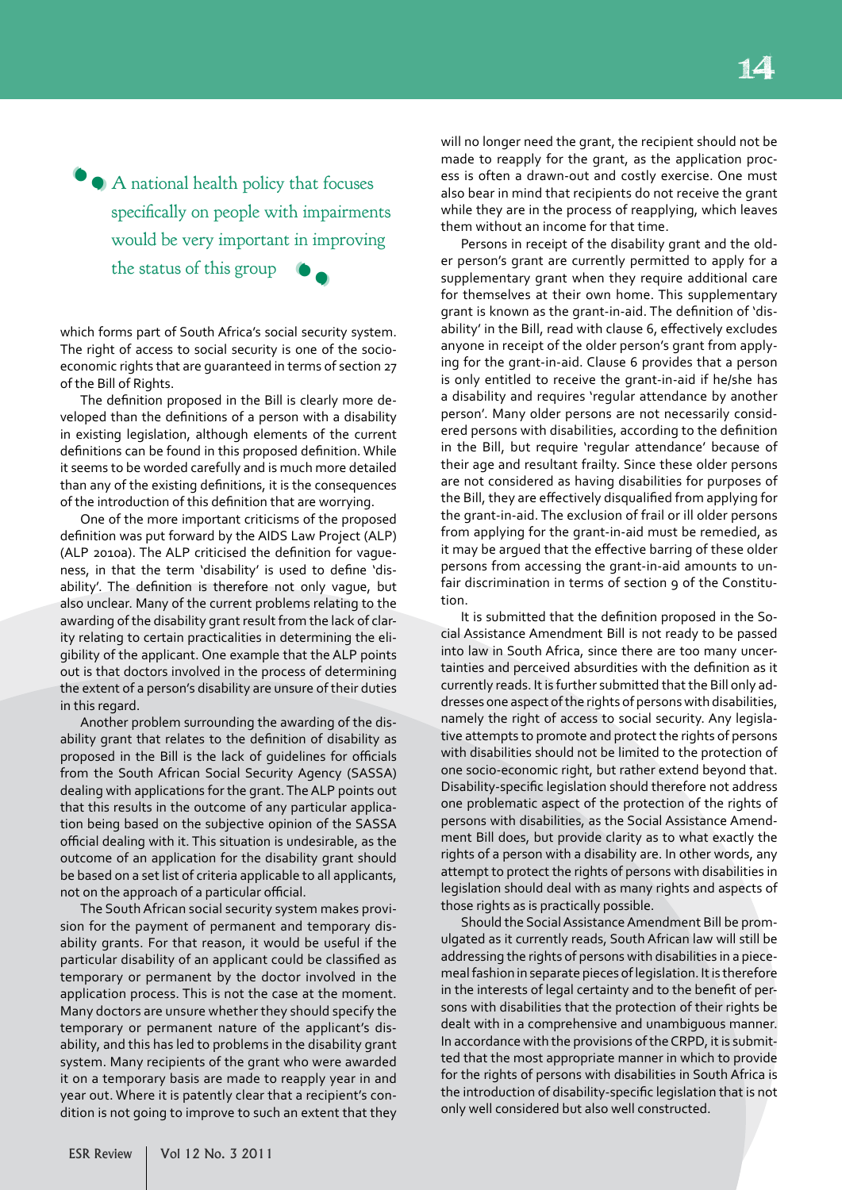> A national health policy that focuses specifically on people with impairments would be very important in improving the status of this group

which forms part of South Africa's social security system. The right of access to social security is one of the socio-economic rights that are guaranteed in terms of section 27 of the Bill of Rights.

The definition proposed in the Bill is clearly more developed than the definitions of a person with a disability in existing legislation, although elements of the current definitions can be found in this proposed definition. While it seems to be worded carefully and is much more detailed than any of the existing definitions, it is the consequences of the introduction of this definition that are worrying.

One of the more important criticisms of the proposed definition was put forward by the AIDS Law Project (ALP) (ALP 2010a). The ALP criticised the definition for vagueness, in that the term 'disability' is used to define 'disability'. The definition is therefore not only vague, but also unclear. Many of the current problems relating to the awarding of the disability grant result from the lack of clarity relating to certain practicalities in determining the eligibility of the applicant. One example that the ALP points out is that doctors involved in the process of determining the extent of a person's disability are unsure of their duties in this regard.

Another problem surrounding the awarding of the disability grant that relates to the definition of disability as proposed in the Bill is the lack of guidelines for officials from the South African Social Security Agency (SASSA) dealing with applications for the grant. The ALP points out that this results in the outcome of any particular application being based on the subjective opinion of the SASSA official dealing with it. This situation is undesirable, as the outcome of an application for the disability grant should be based on a set list of criteria applicable to all applicants, not on the approach of a particular official.

The South African social security system makes provision for the payment of permanent and temporary disability grants. For that reason, it would be useful if the particular disability of an applicant could be classified as temporary or permanent by the doctor involved in the application process. This is not the case at the moment. Many doctors are unsure whether they should specify the temporary or permanent nature of the applicant's disability, and this has led to problems in the disability grant system. Many recipients of the grant who were awarded it on a temporary basis are made to reapply year in and year out. Where it is patently clear that a recipient's condition is not going to improve to such an extent that they will no longer need the grant, the recipient should not be made to reapply for the grant, as the application process is often a drawn-out and costly exercise. One must also bear in mind that recipients do not receive the grant while they are in the process of reapplying, which leaves them without an income for that time.

Persons in receipt of the disability grant and the older person's grant are currently permitted to apply for a supplementary grant when they require additional care for themselves at their own home. This supplementary grant is known as the grant-in-aid. The definition of 'disability' in the Bill, read with clause 6, effectively excludes anyone in receipt of the older person's grant from applying for the grant-in-aid. Clause 6 provides that a person is only entitled to receive the grant-in-aid if he/she has a disability and requires 'regular attendance by another person'. Many older persons are not necessarily considered persons with disabilities, according to the definition in the Bill, but require 'regular attendance' because of their age and resultant frailty. Since these older persons are not considered as having disabilities for purposes of the Bill, they are effectively disqualified from applying for the grant-in-aid. The exclusion of frail or ill older persons from applying for the grant-in-aid must be remedied, as it may be argued that the effective barring of these older persons from accessing the grant-in-aid amounts to unfair discrimination in terms of section 9 of the Constitution.

It is submitted that the definition proposed in the Social Assistance Amendment Bill is not ready to be passed into law in South Africa, since there are too many uncertainties and perceived absurdities with the definition as it currently reads. It is further submitted that the Bill only addresses one aspect of the rights of persons with disabilities, namely the right of access to social security. Any legislative attempts to promote and protect the rights of persons with disabilities should not be limited to the protection of one socio-economic right, but rather extend beyond that. Disability-specific legislation should therefore not address one problematic aspect of the protection of the rights of persons with disabilities, as the Social Assistance Amendment Bill does, but provide clarity as to what exactly the rights of a person with a disability are. In other words, any attempt to protect the rights of persons with disabilities in legislation should deal with as many rights and aspects of those rights as is practically possible.

Should the Social Assistance Amendment Bill be promulgated as it currently reads, South African law will still be addressing the rights of persons with disabilities in a piecemeal fashion in separate pieces of legislation. It is therefore in the interests of legal certainty and to the benefit of persons with disabilities that the protection of their rights be dealt with in a comprehensive and unambiguous manner. In accordance with the provisions of the CRPD, it is submitted that the most appropriate manner in which to provide for the rights of persons with disabilities in South Africa is the introduction of disability-specific legislation that is not only well considered but also well constructed.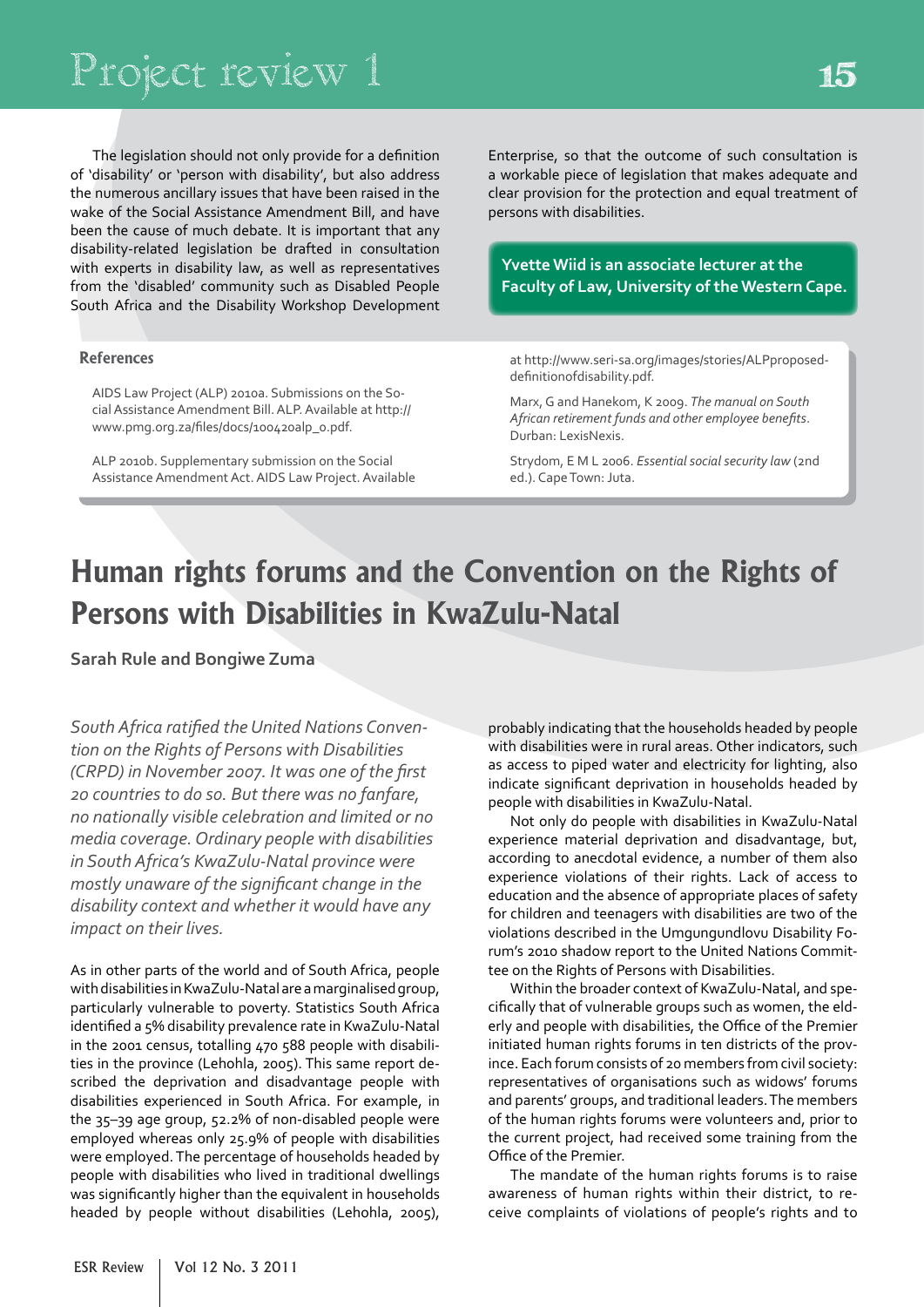The legislation should not only provide for a definition of 'disability' or 'person with disability', but also address the numerous ancillary issues that have been raised in the wake of the Social Assistance Amendment Bill, and have been the cause of much debate. It is important that any disability-related legislation be drafted in consultation with experts in disability law, as well as representatives from the 'disabled' community such as Disabled People South Africa and the Disability Workshop Development Enterprise, so that the outcome of such consultation is a workable piece of legislation that makes adequate and clear provision for the protection and equal treatment of persons with disabilities.

**Yvette Wiid is an associate lecturer at the Faculty of Law, University of the Western Cape.**

### References

AIDS Law Project (ALP) 2010a. Submissions on the Social Assistance Amendment Bill. ALP. Available at http://www.pmg.org.za/files/docs/100420alp_0.pdf.

ALP 2010b. Supplementary submission on the Social Assistance Amendment Act. AIDS Law Project. Available at http://www.seri-sa.org/images/stories/ALPproposed-definitionofdisability.pdf.

Marx, G and Hanekom, K 2009. *The manual on South African retirement funds and other employee benefits*. Durban: LexisNexis.

Strydom, E M L 2006. *Essential social security law* (2nd ed.). Cape Town: Juta.

# Human rights forums and the Convention on the Rights of Persons with Disabilities in KwaZulu-Natal

**Sarah Rule and Bongiwe Zuma**

*South Africa ratified the United Nations Convention on the Rights of Persons with Disabilities (CRPD) in November 2007. It was one of the first 20 countries to do so. But there was no fanfare, no nationally visible celebration and limited or no media coverage. Ordinary people with disabilities in South Africa's KwaZulu-Natal province were mostly unaware of the significant change in the disability context and whether it would have any impact on their lives.*

As in other parts of the world and of South Africa, people with disabilities in KwaZulu-Natal are a marginalised group, particularly vulnerable to poverty. Statistics South Africa identified a 5% disability prevalence rate in KwaZulu-Natal in the 2001 census, totalling 470 588 people with disabilities in the province (Lehohla, 2005). This same report described the deprivation and disadvantage people with disabilities experienced in South Africa. For example, in the 35–39 age group, 52.2% of non-disabled people were employed whereas only 25.9% of people with disabilities were employed. The percentage of households headed by people with disabilities who lived in traditional dwellings was significantly higher than the equivalent in households headed by people without disabilities (Lehohla, 2005), probably indicating that the households headed by people with disabilities were in rural areas. Other indicators, such as access to piped water and electricity for lighting, also indicate significant deprivation in households headed by people with disabilities in KwaZulu-Natal.

Not only do people with disabilities in KwaZulu-Natal experience material deprivation and disadvantage, but, according to anecdotal evidence, a number of them also experience violations of their rights. Lack of access to education and the absence of appropriate places of safety for children and teenagers with disabilities are two of the violations described in the Umgungundlovu Disability Forum's 2010 shadow report to the United Nations Committee on the Rights of Persons with Disabilities.

Within the broader context of KwaZulu-Natal, and specifically that of vulnerable groups such as women, the elderly and people with disabilities, the Office of the Premier initiated human rights forums in ten districts of the province. Each forum consists of 20 members from civil society: representatives of organisations such as widows' forums and parents' groups, and traditional leaders. The members of the human rights forums were volunteers and, prior to the current project, had received some training from the Office of the Premier.

The mandate of the human rights forums is to raise awareness of human rights within their district, to receive complaints of violations of people's rights and to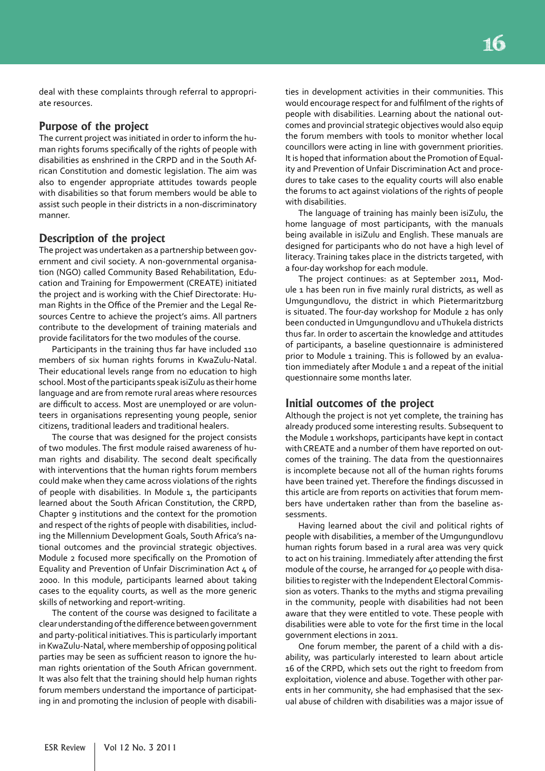deal with these complaints through referral to appropriate resources.

## Purpose of the project

The current project was initiated in order to inform the human rights forums specifically of the rights of people with disabilities as enshrined in the CRPD and in the South African Constitution and domestic legislation. The aim was also to engender appropriate attitudes towards people with disabilities so that forum members would be able to assist such people in their districts in a non-discriminatory manner.

## Description of the project

The project was undertaken as a partnership between government and civil society. A non-governmental organisation (NGO) called Community Based Rehabilitation, Education and Training for Empowerment (CREATE) initiated the project and is working with the Chief Directorate: Human Rights in the Office of the Premier and the Legal Resources Centre to achieve the project's aims. All partners contribute to the development of training materials and provide facilitators for the two modules of the course.

Participants in the training thus far have included 110 members of six human rights forums in KwaZulu-Natal. Their educational levels range from no education to high school. Most of the participants speak isiZulu as their home language and are from remote rural areas where resources are difficult to access. Most are unemployed or are volunteers in organisations representing young people, senior citizens, traditional leaders and traditional healers.

The course that was designed for the project consists of two modules. The first module raised awareness of human rights and disability. The second dealt specifically with interventions that the human rights forum members could make when they came across violations of the rights of people with disabilities. In Module 1, the participants learned about the South African Constitution, the CRPD, Chapter 9 institutions and the context for the promotion and respect of the rights of people with disabilities, including the Millennium Development Goals, South Africa's national outcomes and the provincial strategic objectives. Module 2 focused more specifically on the Promotion of Equality and Prevention of Unfair Discrimination Act 4 of 2000. In this module, participants learned about taking cases to the equality courts, as well as the more generic skills of networking and report-writing.

The content of the course was designed to facilitate a clear understanding of the difference between government and party-political initiatives. This is particularly important in KwaZulu-Natal, where membership of opposing political parties may be seen as sufficient reason to ignore the human rights orientation of the South African government. It was also felt that the training should help human rights forum members understand the importance of participating in and promoting the inclusion of people with disabilities in development activities in their communities. This would encourage respect for and fulfilment of the rights of people with disabilities. Learning about the national outcomes and provincial strategic objectives would also equip the forum members with tools to monitor whether local councillors were acting in line with government priorities. It is hoped that information about the Promotion of Equality and Prevention of Unfair Discrimination Act and procedures to take cases to the equality courts will also enable the forums to act against violations of the rights of people with disabilities.

The language of training has mainly been isiZulu, the home language of most participants, with the manuals being available in isiZulu and English. These manuals are designed for participants who do not have a high level of literacy. Training takes place in the districts targeted, with a four-day workshop for each module.

The project continues: as at September 2011, Module 1 has been run in five mainly rural districts, as well as Umgungundlovu, the district in which Pietermaritzburg is situated. The four-day workshop for Module 2 has only been conducted in Umgungundlovu and uThukela districts thus far. In order to ascertain the knowledge and attitudes of participants, a baseline questionnaire is administered prior to Module 1 training. This is followed by an evaluation immediately after Module 1 and a repeat of the initial questionnaire some months later.

## Initial outcomes of the project

Although the project is not yet complete, the training has already produced some interesting results. Subsequent to the Module 1 workshops, participants have kept in contact with CREATE and a number of them have reported on outcomes of the training. The data from the questionnaires is incomplete because not all of the human rights forums have been trained yet. Therefore the findings discussed in this article are from reports on activities that forum members have undertaken rather than from the baseline assessments.

Having learned about the civil and political rights of people with disabilities, a member of the Umgungundlovu human rights forum based in a rural area was very quick to act on his training. Immediately after attending the first module of the course, he arranged for 40 people with disabilities to register with the Independent Electoral Commission as voters. Thanks to the myths and stigma prevailing in the community, people with disabilities had not been aware that they were entitled to vote. These people with disabilities were able to vote for the first time in the local government elections in 2011.

One forum member, the parent of a child with a disability, was particularly interested to learn about article 16 of the CRPD, which sets out the right to freedom from exploitation, violence and abuse. Together with other parents in her community, she had emphasised that the sexual abuse of children with disabilities was a major issue of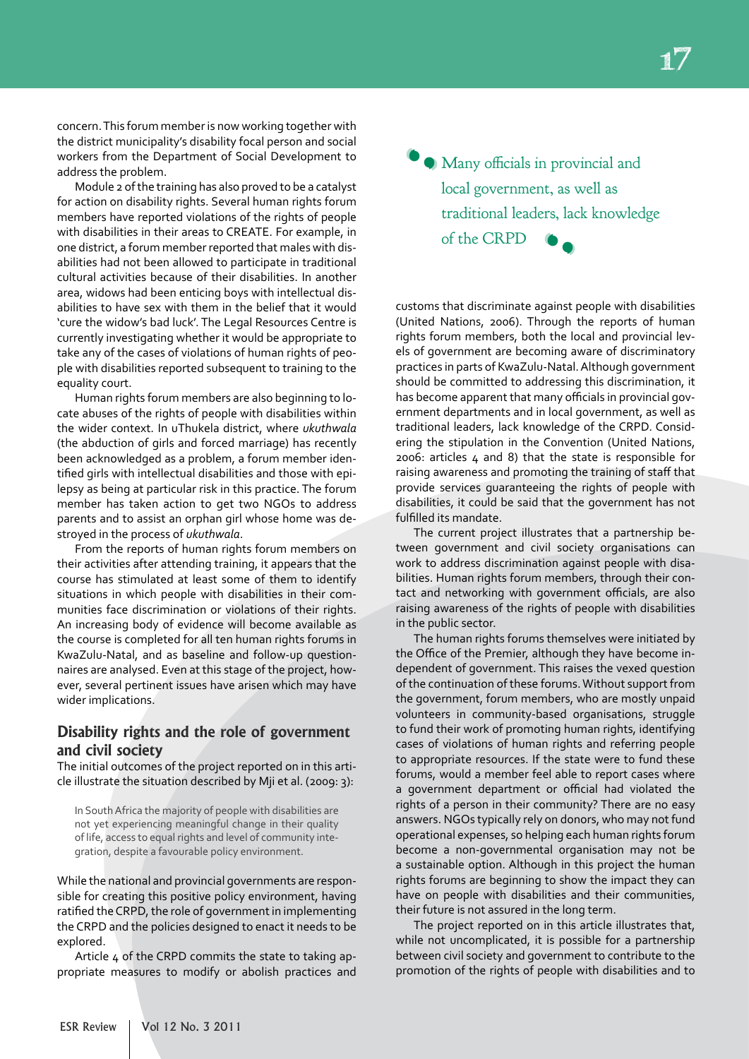concern. This forum member is now working together with the district municipality's disability focal person and social workers from the Department of Social Development to address the problem.

Module 2 of the training has also proved to be a catalyst for action on disability rights. Several human rights forum members have reported violations of the rights of people with disabilities in their areas to CREATE. For example, in one district, a forum member reported that males with disabilities had not been allowed to participate in traditional cultural activities because of their disabilities. In another area, widows had been enticing boys with intellectual disabilities to have sex with them in the belief that it would 'cure the widow's bad luck'. The Legal Resources Centre is currently investigating whether it would be appropriate to take any of the cases of violations of human rights of people with disabilities reported subsequent to training to the equality court.

Human rights forum members are also beginning to locate abuses of the rights of people with disabilities within the wider context. In uThukela district, where *ukuthwala* (the abduction of girls and forced marriage) has recently been acknowledged as a problem, a forum member identified girls with intellectual disabilities and those with epilepsy as being at particular risk in this practice. The forum member has taken action to get two NGOs to address parents and to assist an orphan girl whose home was destroyed in the process of *ukuthwala*.

From the reports of human rights forum members on their activities after attending training, it appears that the course has stimulated at least some of them to identify situations in which people with disabilities in their communities face discrimination or violations of their rights. An increasing body of evidence will become available as the course is completed for all ten human rights forums in KwaZulu-Natal, and as baseline and follow-up questionnaires are analysed. Even at this stage of the project, however, several pertinent issues have arisen which may have wider implications.

## Disability rights and the role of government and civil society

The initial outcomes of the project reported on in this article illustrate the situation described by Mji et al. (2009: 3):

> In South Africa the majority of people with disabilities are not yet experiencing meaningful change in their quality of life, access to equal rights and level of community integration, despite a favourable policy environment.

While the national and provincial governments are responsible for creating this positive policy environment, having ratified the CRPD, the role of government in implementing the CRPD and the policies designed to enact it needs to be explored.

Article 4 of the CRPD commits the state to taking appropriate measures to modify or abolish practices and customs that discriminate against people with disabilities (United Nations, 2006). Through the reports of human rights forum members, both the local and provincial levels of government are becoming aware of discriminatory practices in parts of KwaZulu-Natal. Although government should be committed to addressing this discrimination, it has become apparent that many officials in provincial government departments and in local government, as well as traditional leaders, lack knowledge of the CRPD. Considering the stipulation in the Convention (United Nations, 2006: articles 4 and 8) that the state is responsible for raising awareness and promoting the training of staff that provide services guaranteeing the rights of people with disabilities, it could be said that the government has not fulfilled its mandate.

> Many officials in provincial and local government, as well as traditional leaders, lack knowledge of the CRPD

The current project illustrates that a partnership between government and civil society organisations can work to address discrimination against people with disabilities. Human rights forum members, through their contact and networking with government officials, are also raising awareness of the rights of people with disabilities in the public sector.

The human rights forums themselves were initiated by the Office of the Premier, although they have become independent of government. This raises the vexed question of the continuation of these forums. Without support from the government, forum members, who are mostly unpaid volunteers in community-based organisations, struggle to fund their work of promoting human rights, identifying cases of violations of human rights and referring people to appropriate resources. If the state were to fund these forums, would a member feel able to report cases where a government department or official had violated the rights of a person in their community? There are no easy answers. NGOs typically rely on donors, who may not fund operational expenses, so helping each human rights forum become a non-governmental organisation may not be a sustainable option. Although in this project the human rights forums are beginning to show the impact they can have on people with disabilities and their communities, their future is not assured in the long term.

The project reported on in this article illustrates that, while not uncomplicated, it is possible for a partnership between civil society and government to contribute to the promotion of the rights of people with disabilities and to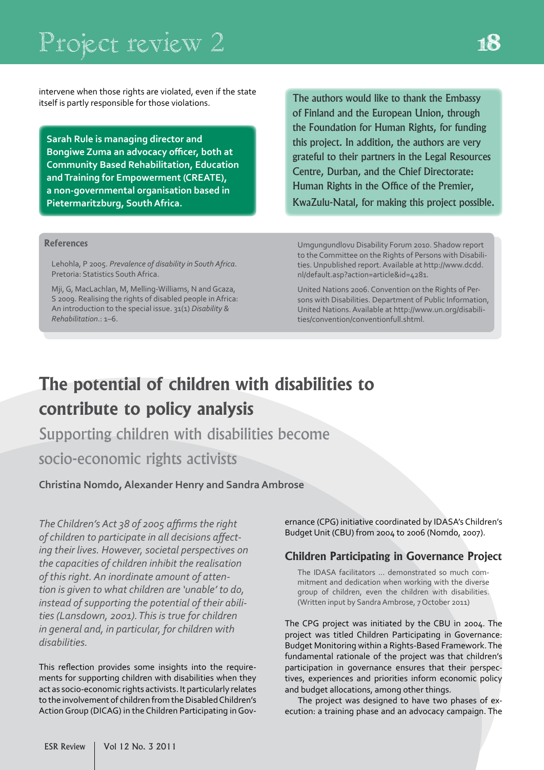intervene when those rights are violated, even if the state itself is partly responsible for those violations.

**Sarah Rule is managing director and Bongiwe Zuma an advocacy officer, both at Community Based Rehabilitation, Education and Training for Empowerment (CREATE), a non-governmental organisation based in Pietermaritzburg, South Africa.**

The authors would like to thank the Embassy of Finland and the European Union, through the Foundation for Human Rights, for funding this project. In addition, the authors are very grateful to their partners in the Legal Resources Centre, Durban, and the Chief Directorate: Human Rights in the Office of the Premier, KwaZulu-Natal, for making this project possible.

### References

Lehohla, P 2005. *Prevalence of disability in South Africa*. Pretoria: Statistics South Africa.

Mji, G, MacLachlan, M, Melling-Williams, N and Gcaza, S 2009. Realising the rights of disabled people in Africa: An introduction to the special issue. 31(1) *Disability & Rehabilitation*.: 1–6.

Umgungundlovu Disability Forum 2010. Shadow report to the Committee on the Rights of Persons with Disabilities. Unpublished report. Available at http://www.dcdd.nl/default.asp?action=article&id=4281.

United Nations 2006. Convention on the Rights of Persons with Disabilities. Department of Public Information, United Nations. Available at http://www.un.org/disabilities/convention/conventionfull.shtml.

# The potential of children with disabilities to contribute to policy analysis

## Supporting children with disabilities become socio-economic rights activists

**Christina Nomdo, Alexander Henry and Sandra Ambrose**

*The Children's Act 38 of 2005 affirms the right of children to participate in all decisions affecting their lives. However, societal perspectives on the capacities of children inhibit the realisation of this right. An inordinate amount of attention is given to what children are 'unable' to do, instead of supporting the potential of their abilities (Lansdown, 2001). This is true for children in general and, in particular, for children with disabilities.*

This reflection provides some insights into the requirements for supporting children with disabilities when they act as socio-economic rights activists. It particularly relates to the involvement of children from the Disabled Children's Action Group (DICAG) in the Children Participating in Governance (CPG) initiative coordinated by IDASA's Children's Budget Unit (CBU) from 2004 to 2006 (Nomdo, 2007).

### Children Participating in Governance Project

> The IDASA facilitators … demonstrated so much commitment and dedication when working with the diverse group of children, even the children with disabilities. (Written input by Sandra Ambrose, 7 October 2011)

The CPG project was initiated by the CBU in 2004. The project was titled Children Participating in Governance: Budget Monitoring within a Rights-Based Framework. The fundamental rationale of the project was that children's participation in governance ensures that their perspectives, experiences and priorities inform economic policy and budget allocations, among other things.

The project was designed to have two phases of execution: a training phase and an advocacy campaign. The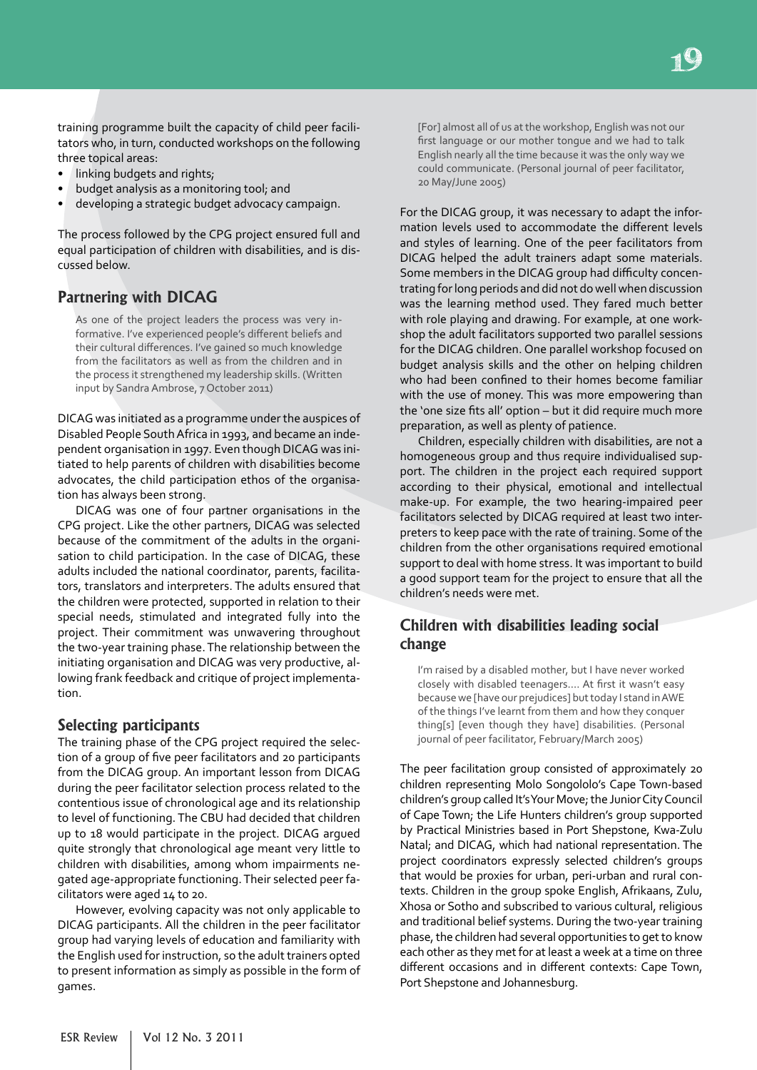training programme built the capacity of child peer facilitators who, in turn, conducted workshops on the following three topical areas:

- linking budgets and rights;
- budget analysis as a monitoring tool; and
- developing a strategic budget advocacy campaign.

The process followed by the CPG project ensured full and equal participation of children with disabilities, and is discussed below.

## Partnering with DICAG

> As one of the project leaders the process was very informative. I've experienced people's different beliefs and their cultural differences. I've gained so much knowledge from the facilitators as well as from the children and in the process it strengthened my leadership skills. (Written input by Sandra Ambrose, 7 October 2011)

DICAG was initiated as a programme under the auspices of Disabled People South Africa in 1993, and became an independent organisation in 1997. Even though DICAG was initiated to help parents of children with disabilities become advocates, the child participation ethos of the organisation has always been strong.

DICAG was one of four partner organisations in the CPG project. Like the other partners, DICAG was selected because of the commitment of the adults in the organisation to child participation. In the case of DICAG, these adults included the national coordinator, parents, facilitators, translators and interpreters. The adults ensured that the children were protected, supported in relation to their special needs, stimulated and integrated fully into the project. Their commitment was unwavering throughout the two-year training phase. The relationship between the initiating organisation and DICAG was very productive, allowing frank feedback and critique of project implementation.

## Selecting participants

The training phase of the CPG project required the selection of a group of five peer facilitators and 20 participants from the DICAG group. An important lesson from DICAG during the peer facilitator selection process related to the contentious issue of chronological age and its relationship to level of functioning. The CBU had decided that children up to 18 would participate in the project. DICAG argued quite strongly that chronological age meant very little to children with disabilities, among whom impairments negated age-appropriate functioning. Their selected peer facilitators were aged 14 to 20.

However, evolving capacity was not only applicable to DICAG participants. All the children in the peer facilitator group had varying levels of education and familiarity with the English used for instruction, so the adult trainers opted to present information as simply as possible in the form of games.

> [For] almost all of us at the workshop, English was not our first language or our mother tongue and we had to talk English nearly all the time because it was the only way we could communicate. (Personal journal of peer facilitator, 20 May/June 2005)

For the DICAG group, it was necessary to adapt the information levels used to accommodate the different levels and styles of learning. One of the peer facilitators from DICAG helped the adult trainers adapt some materials. Some members in the DICAG group had difficulty concentrating for long periods and did not do well when discussion was the learning method used. They fared much better with role playing and drawing. For example, at one workshop the adult facilitators supported two parallel sessions for the DICAG children. One parallel workshop focused on budget analysis skills and the other on helping children who had been confined to their homes become familiar with the use of money. This was more empowering than the 'one size fits all' option – but it did require much more preparation, as well as plenty of patience.

Children, especially children with disabilities, are not a homogeneous group and thus require individualised support. The children in the project each required support according to their physical, emotional and intellectual make-up. For example, the two hearing-impaired peer facilitators selected by DICAG required at least two interpreters to keep pace with the rate of training. Some of the children from the other organisations required emotional support to deal with home stress. It was important to build a good support team for the project to ensure that all the children's needs were met.

## Children with disabilities leading social change

> I'm raised by a disabled mother, but I have never worked closely with disabled teenagers.... At first it wasn't easy because we [have our prejudices] but today I stand in AWE of the things I've learnt from them and how they conquer thing[s] [even though they have] disabilities. (Personal journal of peer facilitator, February/March 2005)

The peer facilitation group consisted of approximately 20 children representing Molo Songololo's Cape Town-based children's group called It's Your Move; the Junior City Council of Cape Town; the Life Hunters children's group supported by Practical Ministries based in Port Shepstone, Kwa-Zulu Natal; and DICAG, which had national representation. The project coordinators expressly selected children's groups that would be proxies for urban, peri-urban and rural contexts. Children in the group spoke English, Afrikaans, Zulu, Xhosa or Sotho and subscribed to various cultural, religious and traditional belief systems. During the two-year training phase, the children had several opportunities to get to know each other as they met for at least a week at a time on three different occasions and in different contexts: Cape Town, Port Shepstone and Johannesburg.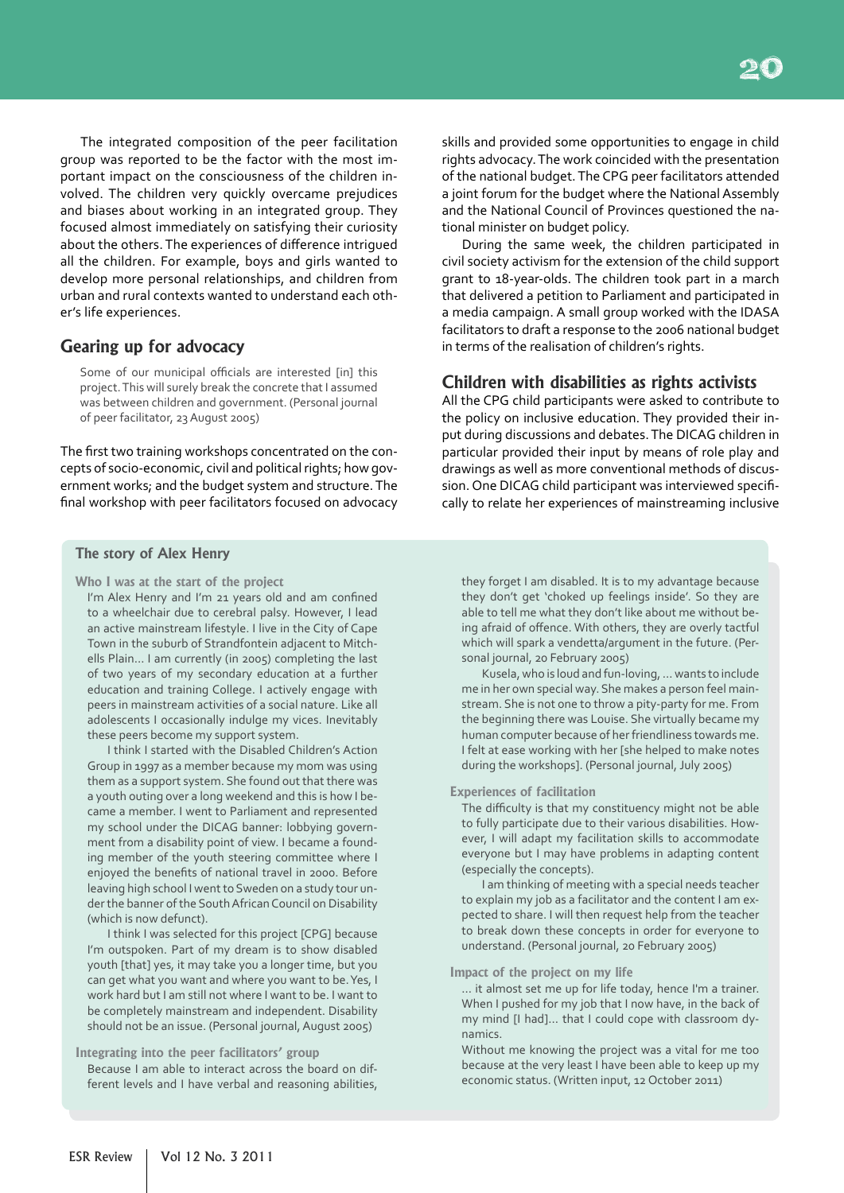The integrated composition of the peer facilitation group was reported to be the factor with the most important impact on the consciousness of the children involved. The children very quickly overcame prejudices and biases about working in an integrated group. They focused almost immediately on satisfying their curiosity about the others. The experiences of difference intrigued all the children. For example, boys and girls wanted to develop more personal relationships, and children from urban and rural contexts wanted to understand each other's life experiences.

## Gearing up for advocacy

> Some of our municipal officials are interested [in] this project. This will surely break the concrete that I assumed was between children and government. (Personal journal of peer facilitator, 23 August 2005)

The first two training workshops concentrated on the concepts of socio-economic, civil and political rights; how government works; and the budget system and structure. The final workshop with peer facilitators focused on advocacy skills and provided some opportunities to engage in child rights advocacy. The work coincided with the presentation of the national budget. The CPG peer facilitators attended a joint forum for the budget where the National Assembly and the National Council of Provinces questioned the national minister on budget policy.

During the same week, the children participated in civil society activism for the extension of the child support grant to 18-year-olds. The children took part in a march that delivered a petition to Parliament and participated in a media campaign. A small group worked with the IDASA facilitators to draft a response to the 2006 national budget in terms of the realisation of children's rights.

## Children with disabilities as rights activists

All the CPG child participants were asked to contribute to the policy on inclusive education. They provided their input during discussions and debates. The DICAG children in particular provided their input by means of role play and drawings as well as more conventional methods of discussion. One DICAG child participant was interviewed specifically to relate her experiences of mainstreaming inclusive

### The story of Alex Henry

#### Who I was at the start of the project

I'm Alex Henry and I'm 21 years old and am confined to a wheelchair due to cerebral palsy. However, I lead an active mainstream lifestyle. I live in the City of Cape Town in the suburb of Strandfontein adjacent to Mitchells Plain... I am currently (in 2005) completing the last of two years of my secondary education at a further education and training College. I actively engage with peers in mainstream activities of a social nature. Like all adolescents I occasionally indulge my vices. Inevitably these peers become my support system.

I think I started with the Disabled Children's Action Group in 1997 as a member because my mom was using them as a support system. She found out that there was a youth outing over a long weekend and this is how I became a member. I went to Parliament and represented my school under the DICAG banner: lobbying government from a disability point of view. I became a founding member of the youth steering committee where I enjoyed the benefits of national travel in 2000. Before leaving high school I went to Sweden on a study tour under the banner of the South African Council on Disability (which is now defunct).

I think I was selected for this project [CPG] because I'm outspoken. Part of my dream is to show disabled youth [that] yes, it may take you a longer time, but you can get what you want and where you want to be. Yes, I work hard but I am still not where I want to be. I want to be completely mainstream and independent. Disability should not be an issue. (Personal journal, August 2005)

#### Integrating into the peer facilitators' group

Because I am able to interact across the board on different levels and I have verbal and reasoning abilities, they forget I am disabled. It is to my advantage because they don't get 'choked up feelings inside'. So they are able to tell me what they don't like about me without being afraid of offence. With others, they are overly tactful which will spark a vendetta/argument in the future. (Personal journal, 20 February 2005)

Kusela, who is loud and fun-loving, ... wants to include me in her own special way. She makes a person feel mainstream. She is not one to throw a pity-party for me. From the beginning there was Louise. She virtually became my human computer because of her friendliness towards me. I felt at ease working with her [she helped to make notes during the workshops]. (Personal journal, July 2005)

#### Experiences of facilitation

The difficulty is that my constituency might not be able to fully participate due to their various disabilities. However, I will adapt my facilitation skills to accommodate everyone but I may have problems in adapting content (especially the concepts).

I am thinking of meeting with a special needs teacher to explain my job as a facilitator and the content I am expected to share. I will then request help from the teacher to break down these concepts in order for everyone to understand. (Personal journal, 20 February 2005)

#### Impact of the project on my life

... it almost set me up for life today, hence I'm a trainer. When I pushed for my job that I now have, in the back of my mind [I had]... that I could cope with classroom dynamics.

Without me knowing the project was a vital for me too because at the very least I have been able to keep up my economic status. (Written input, 12 October 2011)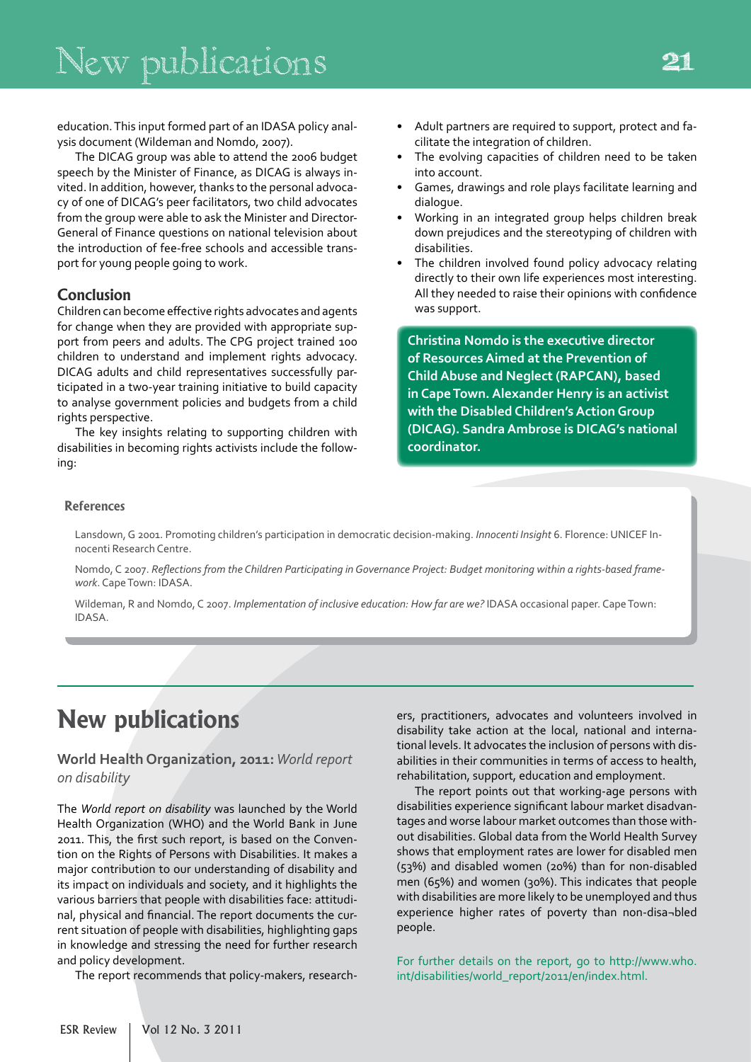education. This input formed part of an IDASA policy analysis document (Wildeman and Nomdo, 2007).

The DICAG group was able to attend the 2006 budget speech by the Minister of Finance, as DICAG is always invited. In addition, however, thanks to the personal advocacy of one of DICAG's peer facilitators, two child advocates from the group were able to ask the Minister and Director-General of Finance questions on national television about the introduction of fee-free schools and accessible transport for young people going to work.

### Conclusion

Children can become effective rights advocates and agents for change when they are provided with appropriate support from peers and adults. The CPG project trained 100 children to understand and implement rights advocacy. DICAG adults and child representatives successfully participated in a two-year training initiative to build capacity to analyse government policies and budgets from a child rights perspective.

The key insights relating to supporting children with disabilities in becoming rights activists include the following:

- Adult partners are required to support, protect and facilitate the integration of children.
- The evolving capacities of children need to be taken into account.
- Games, drawings and role plays facilitate learning and dialogue.
- Working in an integrated group helps children break down prejudices and the stereotyping of children with disabilities.
- The children involved found policy advocacy relating directly to their own life experiences most interesting. All they needed to raise their opinions with confidence was support.

**Christina Nomdo is the executive director of Resources Aimed at the Prevention of Child Abuse and Neglect (RAPCAN), based in Cape Town. Alexander Henry is an activist with the Disabled Children's Action Group (DICAG). Sandra Ambrose is DICAG's national coordinator.**

### References

Lansdown, G 2001. Promoting children's participation in democratic decision-making. *Innocenti Insight* 6. Florence: UNICEF Innocenti Research Centre.

Nomdo, C 2007. *Reflections from the Children Participating in Governance Project: Budget monitoring within a rights-based framework*. Cape Town: IDASA.

Wildeman, R and Nomdo, C 2007. *Implementation of inclusive education: How far are we?* IDASA occasional paper. Cape Town: IDASA.

## New publications

### World Health Organization, 2011: *World report on disability*

The *World report on disability* was launched by the World Health Organization (WHO) and the World Bank in June 2011. This, the first such report, is based on the Convention on the Rights of Persons with Disabilities. It makes a major contribution to our understanding of disability and its impact on individuals and society, and it highlights the various barriers that people with disabilities face: attitudinal, physical and financial. The report documents the current situation of people with disabilities, highlighting gaps in knowledge and stressing the need for further research and policy development.

The report recommends that policy-makers, researchers, practitioners, advocates and volunteers involved in disability take action at the local, national and international levels. It advocates the inclusion of persons with disabilities in their communities in terms of access to health, rehabilitation, support, education and employment.

The report points out that working-age persons with disabilities experience significant labour market disadvantages and worse labour market outcomes than those without disabilities. Global data from the World Health Survey shows that employment rates are lower for disabled men (53%) and disabled women (20%) than for non-disabled men (65%) and women (30%). This indicates that people with disabilities are more likely to be unemployed and thus experience higher rates of poverty than non-disa¬bled people.

For further details on the report, go to http://www.who.int/disabilities/world_report/2011/en/index.html.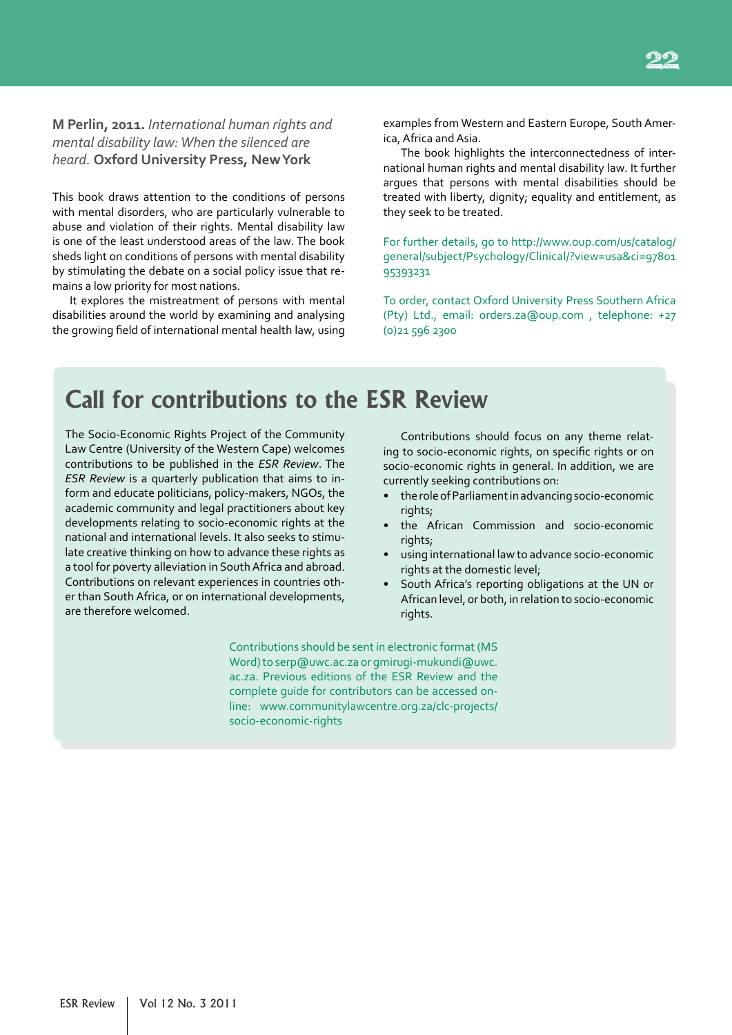**M Perlin, 2011.** *International human rights and mental disability law: When the silenced are heard.* **Oxford University Press, New York**

This book draws attention to the conditions of persons with mental disorders, who are particularly vulnerable to abuse and violation of their rights. Mental disability law is one of the least understood areas of the law. The book sheds light on conditions of persons with mental disability by stimulating the debate on a social policy issue that remains a low priority for most nations.

It explores the mistreatment of persons with mental disabilities around the world by examining and analysing the growing field of international mental health law, using examples from Western and Eastern Europe, South America, Africa and Asia.

The book highlights the interconnectedness of international human rights and mental disability law. It further argues that persons with mental disabilities should be treated with liberty, dignity; equality and entitlement, as they seek to be treated.

For further details, go to http://www.oup.com/us/catalog/general/subject/Psychology/Clinical/?view=usa&ci=9780195393231

To order, contact Oxford University Press Southern Africa (Pty) Ltd., email: orders.za@oup.com , telephone: +27 (0)21 596 2300

## Call for contributions to the ESR Review

The Socio-Economic Rights Project of the Community Law Centre (University of the Western Cape) welcomes contributions to be published in the *ESR Review*. The *ESR Review* is a quarterly publication that aims to inform and educate politicians, policy-makers, NGOs, the academic community and legal practitioners about key developments relating to socio-economic rights at the national and international levels. It also seeks to stimulate creative thinking on how to advance these rights as a tool for poverty alleviation in South Africa and abroad. Contributions on relevant experiences in countries other than South Africa, or on international developments, are therefore welcomed.

Contributions should focus on any theme relating to socio-economic rights, on specific rights or on socio-economic rights in general. In addition, we are currently seeking contributions on:

- the role of Parliament in advancing socio-economic rights;
- the African Commission and socio-economic rights;
- using international law to advance socio-economic rights at the domestic level;
- South Africa's reporting obligations at the UN or African level, or both, in relation to socio-economic rights.

Contributions should be sent in electronic format (MS Word) to serp@uwc.ac.za or gmirugi-mukundi@uwc.ac.za. Previous editions of the ESR Review and the complete guide for contributors can be accessed online: www.communitylawcentre.org.za/clc-projects/socio-economic-rights